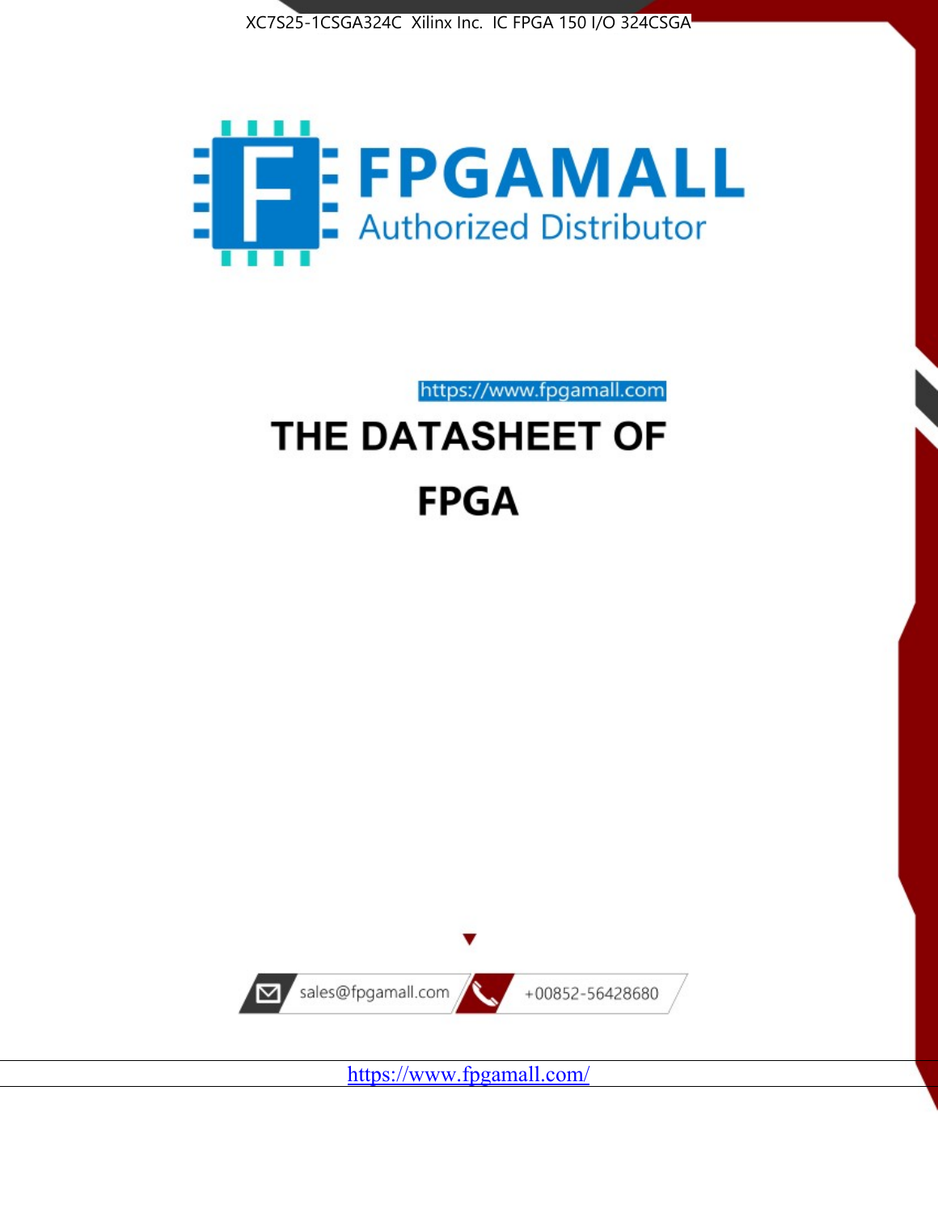XC7S25-1CSGA324C Xilinx Inc. IC FPGA 150 I/O 324CSGA

FPGAMALL

Authorized Distributor

https://www.fpgamall.com

# THE DATASHEET OF

# FPGA

sales@fpgamall.com

+00852-56428680

https://www.fpgamall.com/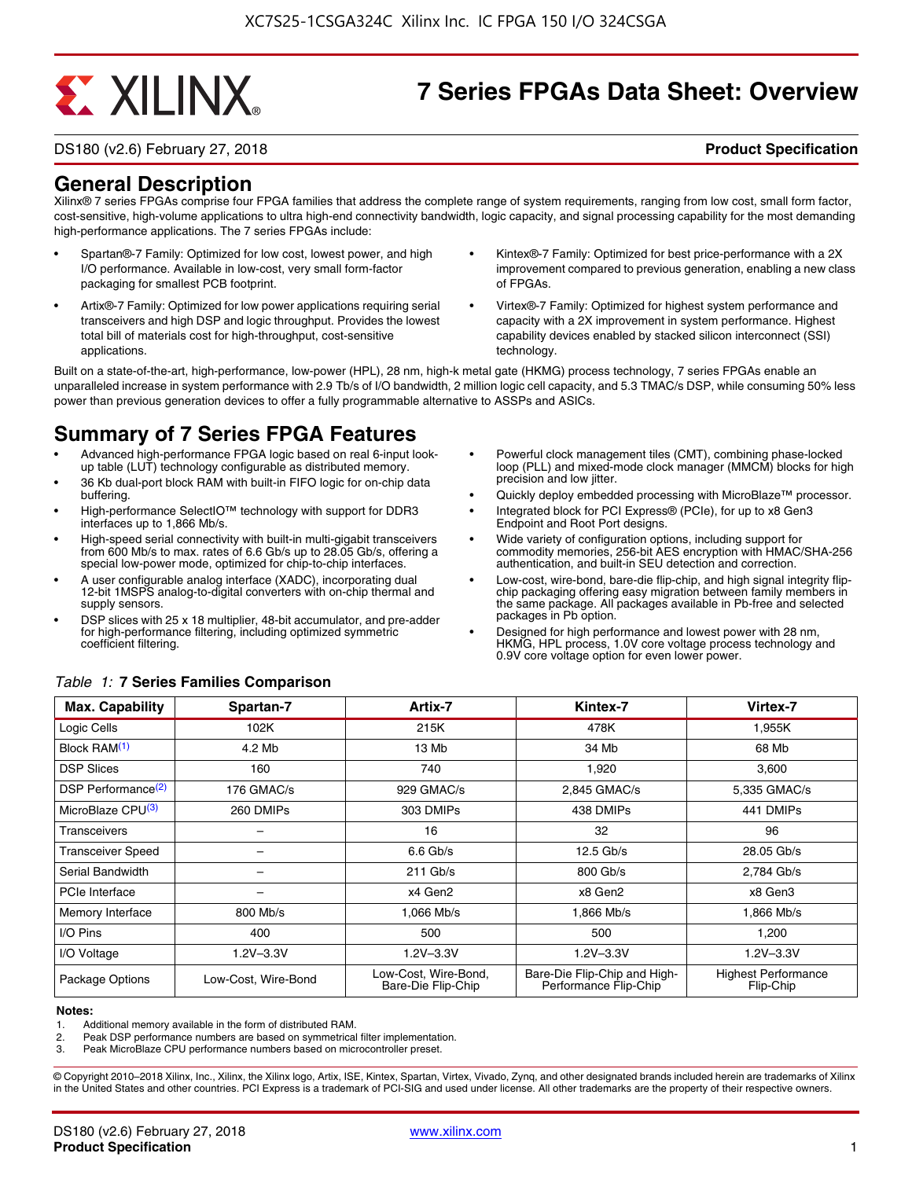# 7 Series FPGAs Data Sheet: Overview

DS180 (v2.6) February 27, 2018 **Product Specification**

## General Description

Xilinx® 7 series FPGAs comprise four FPGA families that address the complete range of system requirements, ranging from low cost, small form factor, cost-sensitive, high-volume applications to ultra high-end connectivity bandwidth, logic capacity, and signal processing capability for the most demanding high-performance applications. The 7 series FPGAs include:

- Spartan®-7 Family: Optimized for low cost, lowest power, and high I/O performance. Available in low-cost, very small form-factor packaging for smallest PCB footprint.
- Artix®-7 Family: Optimized for low power applications requiring serial transceivers and high DSP and logic throughput. Provides the lowest total bill of materials cost for high-throughput, cost-sensitive applications.
- Kintex®-7 Family: Optimized for best price-performance with a 2X improvement compared to previous generation, enabling a new class of FPGAs.
- Virtex®-7 Family: Optimized for highest system performance and capacity with a 2X improvement in system performance. Highest capability devices enabled by stacked silicon interconnect (SSI) technology.

Built on a state-of-the-art, high-performance, low-power (HPL), 28 nm, high-k metal gate (HKMG) process technology, 7 series FPGAs enable an unparalleled increase in system performance with 2.9 Tb/s of I/O bandwidth, 2 million logic cell capacity, and 5.3 TMAC/s DSP, while consuming 50% less power than previous generation devices to offer a fully programmable alternative to ASSPs and ASICs.

## Summary of 7 Series FPGA Features

- Advanced high-performance FPGA logic based on real 6-input look-up table (LUT) technology configurable as distributed memory.
- 36 Kb dual-port block RAM with built-in FIFO logic for on-chip data buffering.
- High-performance SelectIO™ technology with support for DDR3 interfaces up to 1,866 Mb/s.
- High-speed serial connectivity with built-in multi-gigabit transceivers from 600 Mb/s to max. rates of 6.6 Gb/s up to 28.05 Gb/s, offering a special low-power mode, optimized for chip-to-chip interfaces.
- A user configurable analog interface (XADC), incorporating dual 12-bit 1MSPS analog-to-digital converters with on-chip thermal and supply sensors.
- DSP slices with 25 x 18 multiplier, 48-bit accumulator, and pre-adder for high-performance filtering, including optimized symmetric coefficient filtering.
- Powerful clock management tiles (CMT), combining phase-locked loop (PLL) and mixed-mode clock manager (MMCM) blocks for high precision and low jitter.
- Quickly deploy embedded processing with MicroBlaze™ processor.
- Integrated block for PCI Express® (PCIe), for up to x8 Gen3 Endpoint and Root Port designs.
- Wide variety of configuration options, including support for commodity memories, 256-bit AES encryption with HMAC/SHA-256 authentication, and built-in SEU detection and correction.
- Low-cost, wire-bond, bare-die flip-chip, and high signal integrity flip-chip packaging offering easy migration between family members in the same package. All packages available in Pb-free and selected packages in Pb option.
- Designed for high performance and lowest power with 28 nm, HKMG, HPL process, 1.0V core voltage process technology and 0.9V core voltage option for even lower power.

*Table 1:* **7 Series Families Comparison**

| Max. Capability | Spartan-7 | Artix-7 | Kintex-7 | Virtex-7 |
|---|---|---|---|---|
| Logic Cells | 102K | 215K | 478K | 1,955K |
| Block RAM(1) | 4.2 Mb | 13 Mb | 34 Mb | 68 Mb |
| DSP Slices | 160 | 740 | 1,920 | 3,600 |
| DSP Performance(2) | 176 GMAC/s | 929 GMAC/s | 2,845 GMAC/s | 5,335 GMAC/s |
| MicroBlaze CPU(3) | 260 DMIPs | 303 DMIPs | 438 DMIPs | 441 DMIPs |
| Transceivers | – | 16 | 32 | 96 |
| Transceiver Speed | – | 6.6 Gb/s | 12.5 Gb/s | 28.05 Gb/s |
| Serial Bandwidth | – | 211 Gb/s | 800 Gb/s | 2,784 Gb/s |
| PCIe Interface | – | x4 Gen2 | x8 Gen2 | x8 Gen3 |
| Memory Interface | 800 Mb/s | 1,066 Mb/s | 1,866 Mb/s | 1,866 Mb/s |
| I/O Pins | 400 | 500 | 500 | 1,200 |
| I/O Voltage | 1.2V–3.3V | 1.2V–3.3V | 1.2V–3.3V | 1.2V–3.3V |
| Package Options | Low-Cost, Wire-Bond | Low-Cost, Wire-Bond, Bare-Die Flip-Chip | Bare-Die Flip-Chip and High-Performance Flip-Chip | Highest Performance Flip-Chip |

**Notes:**
1. Additional memory available in the form of distributed RAM.
2. Peak DSP performance numbers are based on symmetrical filter implementation.
3. Peak MicroBlaze CPU performance numbers based on microcontroller preset.

© Copyright 2010–2018 Xilinx, Inc., Xilinx, the Xilinx logo, Artix, ISE, Kintex, Spartan, Virtex, Vivado, Zynq, and other designated brands included herein are trademarks of Xilinx in the United States and other countries. PCI Express is a trademark of PCI-SIG and used under license. All other trademarks are the property of their respective owners.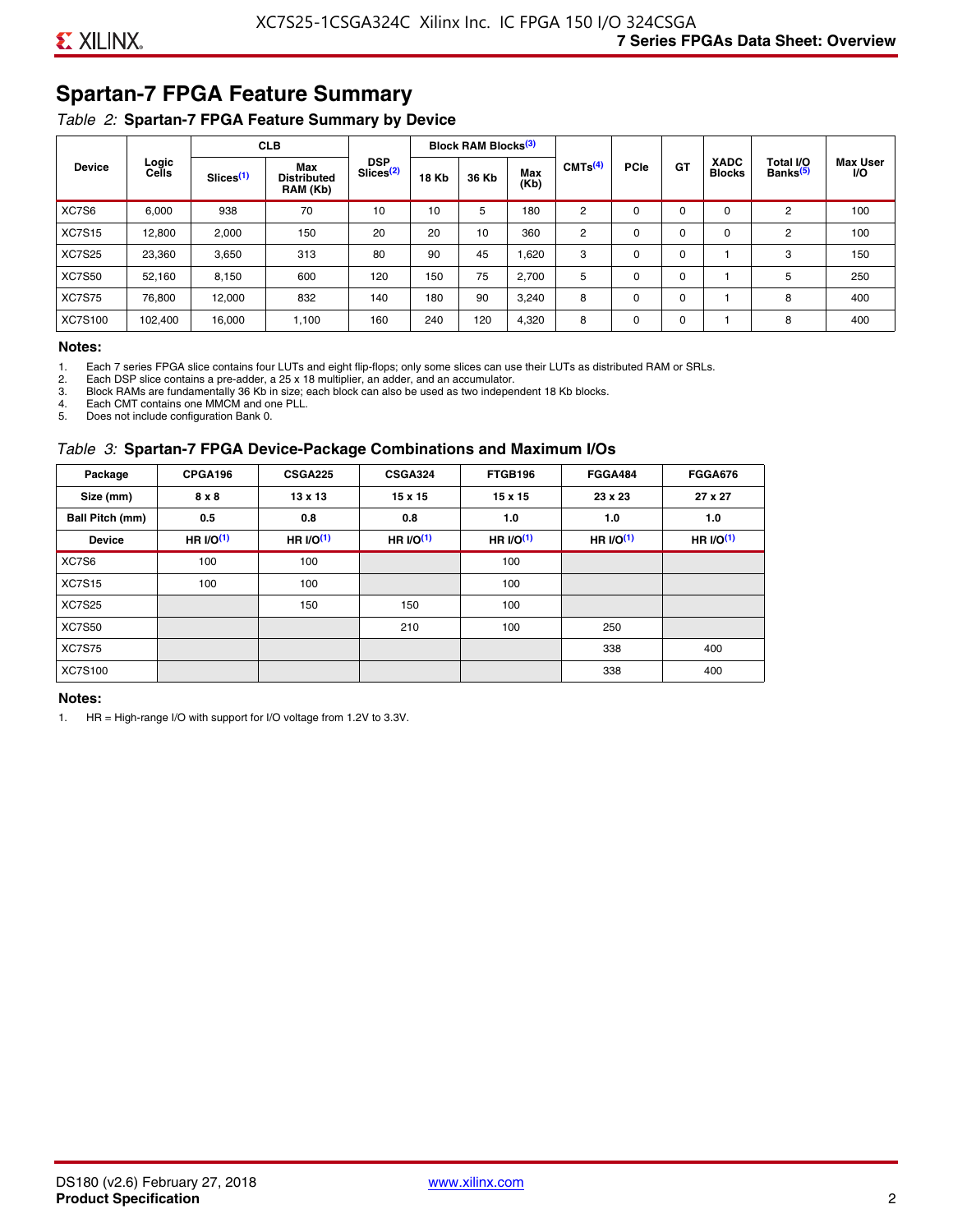# Spartan-7 FPGA Feature Summary

*Table 2:* **Spartan-7 FPGA Feature Summary by Device**

| Device | Logic Cells | CLB | | DSP Slices[2] | Block RAM Blocks[3] | | | CMTs[4] | PCIe | GT | XADC Blocks | Total I/O Banks[5] | Max User I/O |
|---|---|---|---|---|---|---|---|---|---|---|---|---|---|
| | | Slices[1] | Max Distributed RAM (Kb) | | 18 Kb | 36 Kb | Max (Kb) | | | | | | |
| XC7S6 | 6,000 | 938 | 70 | 10 | 10 | 5 | 180 | 2 | 0 | 0 | 0 | 2 | 100 |
| XC7S15 | 12,800 | 2,000 | 150 | 20 | 20 | 10 | 360 | 2 | 0 | 0 | 0 | 2 | 100 |
| XC7S25 | 23,360 | 3,650 | 313 | 80 | 90 | 45 | 1,620 | 3 | 0 | 0 | 1 | 3 | 150 |
| XC7S50 | 52,160 | 8,150 | 600 | 120 | 150 | 75 | 2,700 | 5 | 0 | 0 | 1 | 5 | 250 |
| XC7S75 | 76,800 | 12,000 | 832 | 140 | 180 | 90 | 3,240 | 8 | 0 | 0 | 1 | 8 | 400 |
| XC7S100 | 102,400 | 16,000 | 1,100 | 160 | 240 | 120 | 4,320 | 8 | 0 | 0 | 1 | 8 | 400 |

**Notes:**

1. Each 7 series FPGA slice contains four LUTs and eight flip-flops; only some slices can use their LUTs as distributed RAM or SRLs.
2. Each DSP slice contains a pre-adder, a 25 x 18 multiplier, an adder, and an accumulator.
3. Block RAMs are fundamentally 36 Kb in size; each block can also be used as two independent 18 Kb blocks.
4. Each CMT contains one MMCM and one PLL.
5. Does not include configuration Bank 0.

*Table 3:* **Spartan-7 FPGA Device-Package Combinations and Maximum I/Os**

| Package | CPGA196 | CSGA225 | CSGA324 | FTGB196 | FGGA484 | FGGA676 |
|---|---|---|---|---|---|---|
| **Size (mm)** | **8 x 8** | **13 x 13** | **15 x 15** | **15 x 15** | **23 x 23** | **27 x 27** |
| **Ball Pitch (mm)** | **0.5** | **0.8** | **0.8** | **1.0** | **1.0** | **1.0** |
| **Device** | **HR I/O[1]** | **HR I/O[1]** | **HR I/O[1]** | **HR I/O[1]** | **HR I/O[1]** | **HR I/O[1]** |
| XC7S6 | 100 | 100 | | 100 | | |
| XC7S15 | 100 | 100 | | 100 | | |
| XC7S25 | | 150 | 150 | 100 | | |
| XC7S50 | | | 210 | 100 | 250 | |
| XC7S75 | | | | | 338 | 400 |
| XC7S100 | | | | | 338 | 400 |

**Notes:**

1. HR = High-range I/O with support for I/O voltage from 1.2V to 3.3V.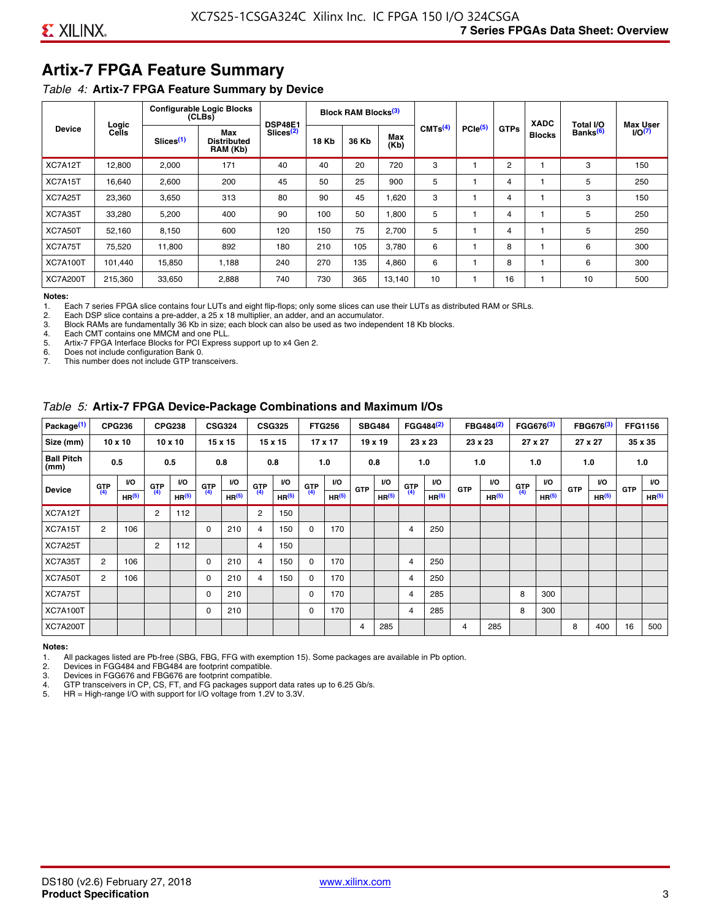## Artix-7 FPGA Feature Summary

*Table 4:* **Artix-7 FPGA Feature Summary by Device**

| Device | Logic Cells | Configurable Logic Blocks (CLBs) | | DSP48E1 Slices[2] | Block RAM Blocks[3] | | | CMTs[4] | PCIe[5] | GTPs | XADC Blocks | Total I/O Banks[6] | Max User I/O[7] |
|---|---|---|---|---|---|---|---|---|---|---|---|---|---|
| | | Slices[1] | Max Distributed RAM (Kb) | | 18 Kb | 36 Kb | Max (Kb) | | | | | | |
| XC7A12T | 12,800 | 2,000 | 171 | 40 | 40 | 20 | 720 | 3 | 1 | 2 | 1 | 3 | 150 |
| XC7A15T | 16,640 | 2,600 | 200 | 45 | 50 | 25 | 900 | 5 | 1 | 4 | 1 | 5 | 250 |
| XC7A25T | 23,360 | 3,650 | 313 | 80 | 90 | 45 | 1,620 | 3 | 1 | 4 | 1 | 3 | 150 |
| XC7A35T | 33,280 | 5,200 | 400 | 90 | 100 | 50 | 1,800 | 5 | 1 | 4 | 1 | 5 | 250 |
| XC7A50T | 52,160 | 8,150 | 600 | 120 | 150 | 75 | 2,700 | 5 | 1 | 4 | 1 | 5 | 250 |
| XC7A75T | 75,520 | 11,800 | 892 | 180 | 210 | 105 | 3,780 | 6 | 1 | 8 | 1 | 6 | 300 |
| XC7A100T | 101,440 | 15,850 | 1,188 | 240 | 270 | 135 | 4,860 | 6 | 1 | 8 | 1 | 6 | 300 |
| XC7A200T | 215,360 | 33,650 | 2,888 | 740 | 730 | 365 | 13,140 | 10 | 1 | 16 | 1 | 10 | 500 |

**Notes:**
1. Each 7 series FPGA slice contains four LUTs and eight flip-flops; only some slices can use their LUTs as distributed RAM or SRLs.
2. Each DSP slice contains a pre-adder, a 25 x 18 multiplier, an adder, and an accumulator.
3. Block RAMs are fundamentally 36 Kb in size; each block can also be used as two independent 18 Kb blocks.
4. Each CMT contains one MMCM and one PLL.
5. Artix-7 FPGA Interface Blocks for PCI Express support up to x4 Gen 2.
6. Does not include configuration Bank 0.
7. This number does not include GTP transceivers.

*Table 5:* **Artix-7 FPGA Device-Package Combinations and Maximum I/Os**

| Package[1] | CPG236 | | CPG238 | | CSG324 | | CSG325 | | FTG256 | | SBG484 | | FGG484[2] | | FBG484[2] | | FGG676[3] | | FBG676[3] | | FFG1156 | |
|---|---|---|---|---|---|---|---|---|---|---|---|---|---|---|---|---|---|---|---|---|---|---|
| Size (mm) | 10 x 10 | | 10 x 10 | | 15 x 15 | | 15 x 15 | | 17 x 17 | | 19 x 19 | | 23 x 23 | | 23 x 23 | | 27 x 27 | | 27 x 27 | | 35 x 35 | |
| Ball Pitch (mm) | 0.5 | | 0.5 | | 0.8 | | 0.8 | | 1.0 | | 0.8 | | 1.0 | | 1.0 | | 1.0 | | 1.0 | | 1.0 | |
| Device | GTP[4] | I/O HR[5] | GTP[4] | I/O HR[5] | GTP[4] | I/O HR[5] | GTP[4] | I/O HR[5] | GTP[4] | I/O HR[5] | GTP | I/O HR[5] | GTP[4] | I/O HR[5] | GTP | I/O HR[5] | GTP[4] | I/O HR[5] | GTP | I/O HR[5] | GTP | I/O HR[5] |
| XC7A12T | | | 2 | 112 | | | 2 | 150 | | | | | | | | | | | | | | |
| XC7A15T | 2 | 106 | | | 0 | 210 | 4 | 150 | 0 | 170 | | | 4 | 250 | | | | | | | | |
| XC7A25T | | | 2 | 112 | | | 4 | 150 | | | | | | | | | | | | | | |
| XC7A35T | 2 | 106 | | | 0 | 210 | 4 | 150 | 0 | 170 | | | 4 | 250 | | | | | | | | |
| XC7A50T | 2 | 106 | | | 0 | 210 | 4 | 150 | 0 | 170 | | | 4 | 250 | | | | | | | | |
| XC7A75T | | | | | 0 | 210 | | | 0 | 170 | | | 4 | 285 | | | 8 | 300 | | | | |
| XC7A100T | | | | | 0 | 210 | | | 0 | 170 | | | 4 | 285 | | | 8 | 300 | | | | |
| XC7A200T | | | | | | | | | | | 4 | 285 | | | 4 | 285 | | | 8 | 400 | 16 | 500 |

**Notes:**
1. All packages listed are Pb-free (SBG, FBG, FFG with exemption 15). Some packages are available in Pb option.
2. Devices in FGG484 and FBG484 are footprint compatible.
3. Devices in FGG676 and FBG676 are footprint compatible.
4. GTP transceivers in CP, CS, FT, and FG packages support data rates up to 6.25 Gb/s.
5. HR = High-range I/O with support for I/O voltage from 1.2V to 3.3V.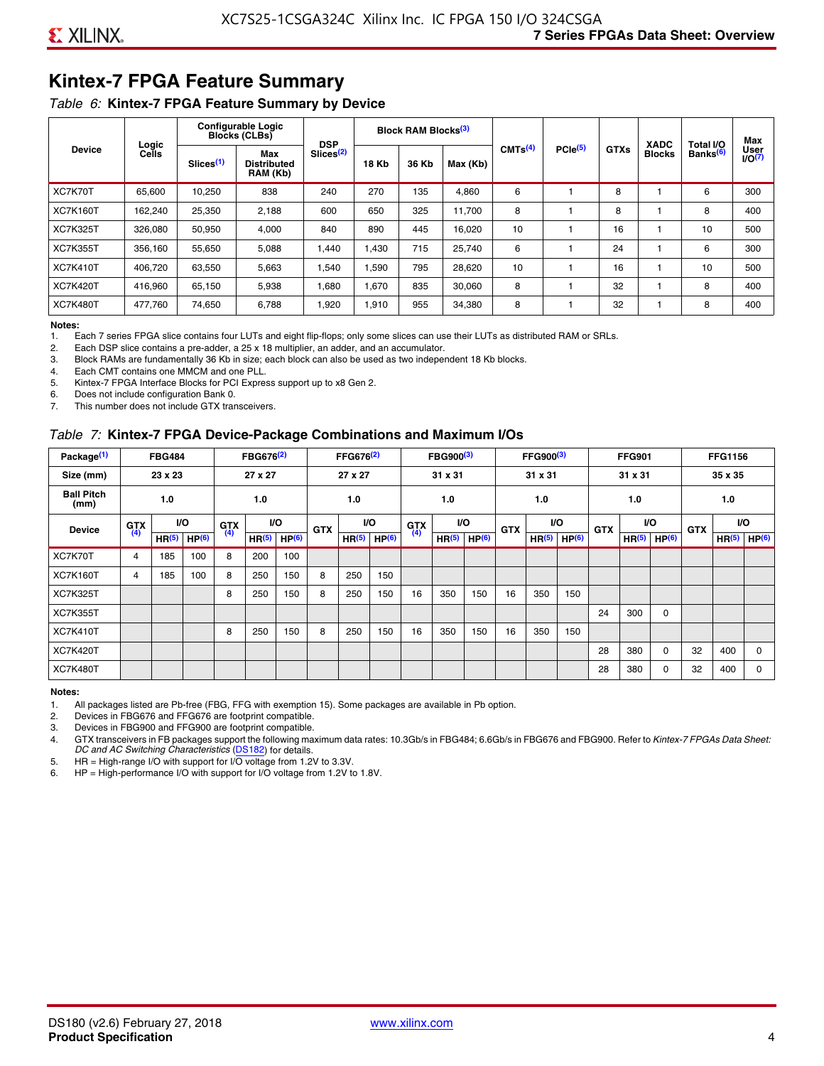## Kintex-7 FPGA Feature Summary

*Table 6:* **Kintex-7 FPGA Feature Summary by Device**

| Device | Logic Cells | Configurable Logic Blocks (CLBs) | | DSP Slices[(2)] | Block RAM Blocks[(3)] | | | CMTs[(4)] | PCIe[(5)] | GTXs | XADC Blocks | Total I/O Banks[(6)] | Max User I/O[(7)] |
|---|---|---|---|---|---|---|---|---|---|---|---|---|---|
| | | Slices[(1)] | Max Distributed RAM (Kb) | | 18 Kb | 36 Kb | Max (Kb) | | | | | | |
| XC7K70T | 65,600 | 10,250 | 838 | 240 | 270 | 135 | 4,860 | 6 | 1 | 8 | 1 | 6 | 300 |
| XC7K160T | 162,240 | 25,350 | 2,188 | 600 | 650 | 325 | 11,700 | 8 | 1 | 8 | 1 | 8 | 400 |
| XC7K325T | 326,080 | 50,950 | 4,000 | 840 | 890 | 445 | 16,020 | 10 | 1 | 16 | 1 | 10 | 500 |
| XC7K355T | 356,160 | 55,650 | 5,088 | 1,440 | 1,430 | 715 | 25,740 | 6 | 1 | 24 | 1 | 6 | 300 |
| XC7K410T | 406,720 | 63,550 | 5,663 | 1,540 | 1,590 | 795 | 28,620 | 10 | 1 | 16 | 1 | 10 | 500 |
| XC7K420T | 416,960 | 65,150 | 5,938 | 1,680 | 1,670 | 835 | 30,060 | 8 | 1 | 32 | 1 | 8 | 400 |
| XC7K480T | 477,760 | 74,650 | 6,788 | 1,920 | 1,910 | 955 | 34,380 | 8 | 1 | 32 | 1 | 8 | 400 |

**Notes:**
1. Each 7 series FPGA slice contains four LUTs and eight flip-flops; only some slices can use their LUTs as distributed RAM or SRLs.
2. Each DSP slice contains a pre-adder, a 25 x 18 multiplier, an adder, and an accumulator.
3. Block RAMs are fundamentally 36 Kb in size; each block can also be used as two independent 18 Kb blocks.
4. Each CMT contains one MMCM and one PLL.
5. Kintex-7 FPGA Interface Blocks for PCI Express support up to x8 Gen 2.
6. Does not include configuration Bank 0.
7. This number does not include GTX transceivers.

*Table 7:* **Kintex-7 FPGA Device-Package Combinations and Maximum I/Os**

| Package[(1)] | FBG484 | | | FBG676[(2)] | | | FFG676[(2)] | | | FBG900[(3)] | | | FFG900[(3)] | | | FFG901 | | | FFG1156 | | |
|---|---|---|---|---|---|---|---|---|---|---|---|---|---|---|---|---|---|---|---|---|---|
| Size (mm) | 23 x 23 | | | 27 x 27 | | | 27 x 27 | | | 31 x 31 | | | 31 x 31 | | | 31 x 31 | | | 35 x 35 | | |
| Ball Pitch (mm) | 1.0 | | | 1.0 | | | 1.0 | | | 1.0 | | | 1.0 | | | 1.0 | | | 1.0 | | |
| Device | GTX[(4)] | I/O | | GTX[(4)] | I/O | | GTX | I/O | | GTX[(4)] | I/O | | GTX | I/O | | GTX | I/O | | GTX | I/O | |
| | | HR[(5)] | HP[(6)] | | HR[(5)] | HP[(6)] | | HR[(5)] | HP[(6)] | | HR[(5)] | HP[(6)] | | HR[(5)] | HP[(6)] | | HR[(5)] | HP[(6)] | | HR[(5)] | HP[(6)] |
| XC7K70T | 4 | 185 | 100 | 8 | 200 | 100 | | | | | | | | | | | | | | | |
| XC7K160T | 4 | 185 | 100 | 8 | 250 | 150 | 8 | 250 | 150 | | | | | | | | | | | | |
| XC7K325T | | | | 8 | 250 | 150 | 8 | 250 | 150 | 16 | 350 | 150 | 16 | 350 | 150 | | | | | | |
| XC7K355T | | | | | | | | | | | | | | | | 24 | 300 | 0 | | | |
| XC7K410T | | | | 8 | 250 | 150 | 8 | 250 | 150 | 16 | 350 | 150 | 16 | 350 | 150 | | | | | | |
| XC7K420T | | | | | | | | | | | | | | | | 28 | 380 | 0 | 32 | 400 | 0 |
| XC7K480T | | | | | | | | | | | | | | | | 28 | 380 | 0 | 32 | 400 | 0 |

**Notes:**
1. All packages listed are Pb-free (FBG, FFG with exemption 15). Some packages are available in Pb option.
2. Devices in FBG676 and FFG676 are footprint compatible.
3. Devices in FBG900 and FFG900 are footprint compatible.
4. GTX transceivers in FB packages support the following maximum data rates: 10.3Gb/s in FBG484; 6.6Gb/s in FBG676 and FBG900. Refer to *Kintex-7 FPGAs Data Sheet: DC and AC Switching Characteristics* (DS182) for details.
5. HR = High-range I/O with support for I/O voltage from 1.2V to 3.3V.
6. HP = High-performance I/O with support for I/O voltage from 1.2V to 1.8V.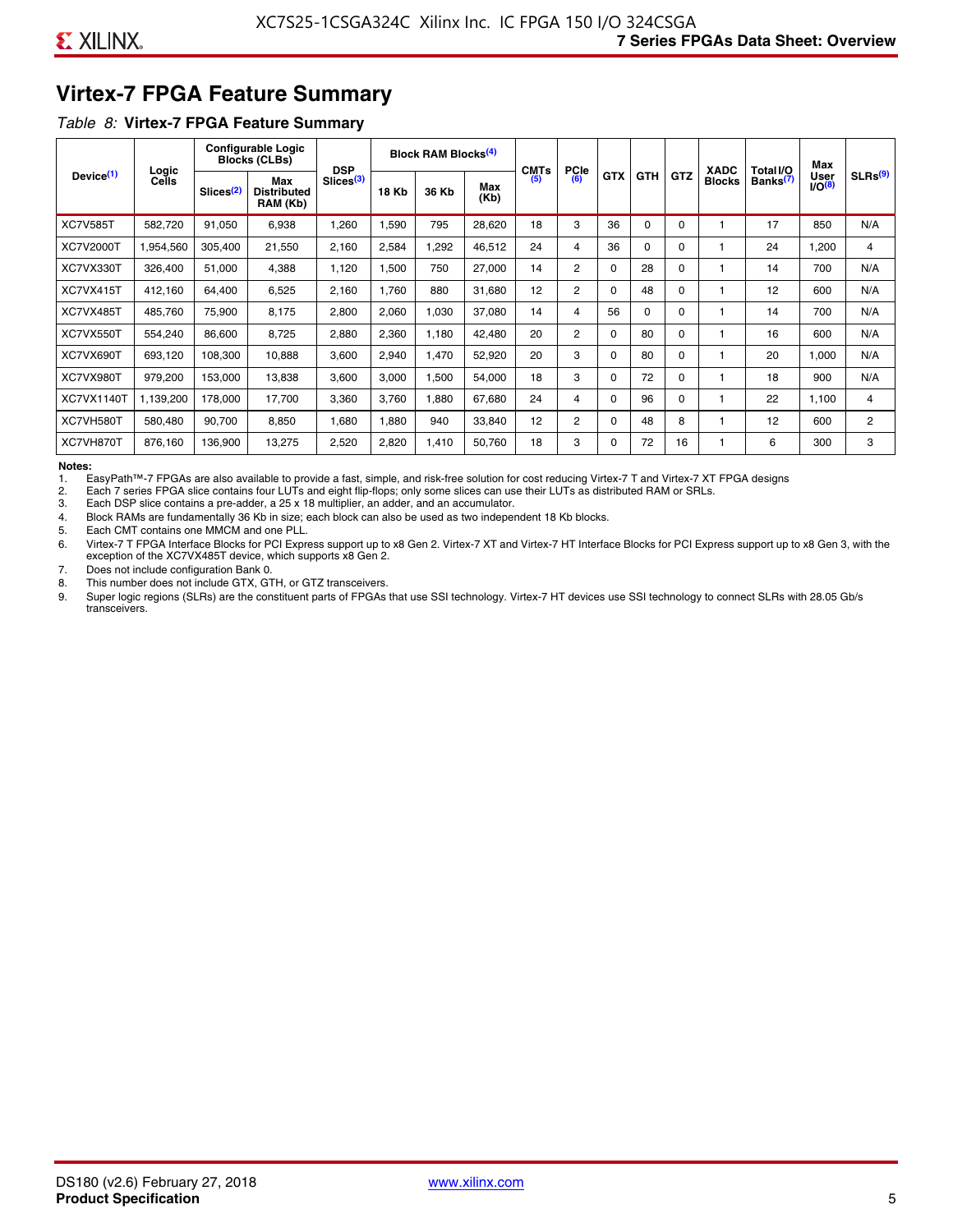## Virtex-7 FPGA Feature Summary

*Table 8:* **Virtex-7 FPGA Feature Summary**

| Device[(1)] | Logic Cells | Configurable Logic Blocks (CLBs) | | DSP Slices[(3)] | Block RAM Blocks[(4)] | | | CMTs[(5)] | PCIe[(6)] | GTX | GTH | GTZ | XADC Blocks | Total I/O Banks[(7)] | Max User I/O[(8)] | SLRs[(9)] |
|---|---|---|---|---|---|---|---|---|---|---|---|---|---|---|---|---|
| | | Slices[(2)] | Max Distributed RAM (Kb) | | 18 Kb | 36 Kb | Max (Kb) | | | | | | | | | |
| XC7V585T | 582,720 | 91,050 | 6,938 | 1,260 | 1,590 | 795 | 28,620 | 18 | 3 | 36 | 0 | 0 | 1 | 17 | 850 | N/A |
| XC7V2000T | 1,954,560 | 305,400 | 21,550 | 2,160 | 2,584 | 1,292 | 46,512 | 24 | 4 | 36 | 0 | 0 | 1 | 24 | 1,200 | 4 |
| XC7VX330T | 326,400 | 51,000 | 4,388 | 1,120 | 1,500 | 750 | 27,000 | 14 | 2 | 0 | 28 | 0 | 1 | 14 | 700 | N/A |
| XC7VX415T | 412,160 | 64,400 | 6,525 | 2,160 | 1,760 | 880 | 31,680 | 12 | 2 | 0 | 48 | 0 | 1 | 12 | 600 | N/A |
| XC7VX485T | 485,760 | 75,900 | 8,175 | 2,800 | 2,060 | 1,030 | 37,080 | 14 | 4 | 56 | 0 | 0 | 1 | 14 | 700 | N/A |
| XC7VX550T | 554,240 | 86,600 | 8,725 | 2,880 | 2,360 | 1,180 | 42,480 | 20 | 2 | 0 | 80 | 0 | 1 | 16 | 600 | N/A |
| XC7VX690T | 693,120 | 108,300 | 10,888 | 3,600 | 2,940 | 1,470 | 52,920 | 20 | 3 | 0 | 80 | 0 | 1 | 20 | 1,000 | N/A |
| XC7VX980T | 979,200 | 153,000 | 13,838 | 3,600 | 3,000 | 1,500 | 54,000 | 18 | 3 | 0 | 72 | 0 | 1 | 18 | 900 | N/A |
| XC7VX1140T | 1,139,200 | 178,000 | 17,700 | 3,360 | 3,760 | 1,880 | 67,680 | 24 | 4 | 0 | 96 | 0 | 1 | 22 | 1,100 | 4 |
| XC7VH580T | 580,480 | 90,700 | 8,850 | 1,680 | 1,880 | 940 | 33,840 | 12 | 2 | 0 | 48 | 8 | 1 | 12 | 600 | 2 |
| XC7VH870T | 876,160 | 136,900 | 13,275 | 2,520 | 2,820 | 1,410 | 50,760 | 18 | 3 | 0 | 72 | 16 | 1 | 6 | 300 | 3 |

**Notes:**

1. EasyPath™-7 FPGAs are also available to provide a fast, simple, and risk-free solution for cost reducing Virtex-7 T and Virtex-7 XT FPGA designs
2. Each 7 series FPGA slice contains four LUTs and eight flip-flops; only some slices can use their LUTs as distributed RAM or SRLs.
3. Each DSP slice contains a pre-adder, a 25 x 18 multiplier, an adder, and an accumulator.
4. Block RAMs are fundamentally 36 Kb in size; each block can also be used as two independent 18 Kb blocks.
5. Each CMT contains one MMCM and one PLL.
6. Virtex-7 T FPGA Interface Blocks for PCI Express support up to x8 Gen 2. Virtex-7 XT and Virtex-7 HT Interface Blocks for PCI Express support up to x8 Gen 3, with the exception of the XC7VX485T device, which supports x8 Gen 2.
7. Does not include configuration Bank 0.
8. This number does not include GTX, GTH, or GTZ transceivers.
9. Super logic regions (SLRs) are the constituent parts of FPGAs that use SSI technology. Virtex-7 HT devices use SSI technology to connect SLRs with 28.05 Gb/s transceivers.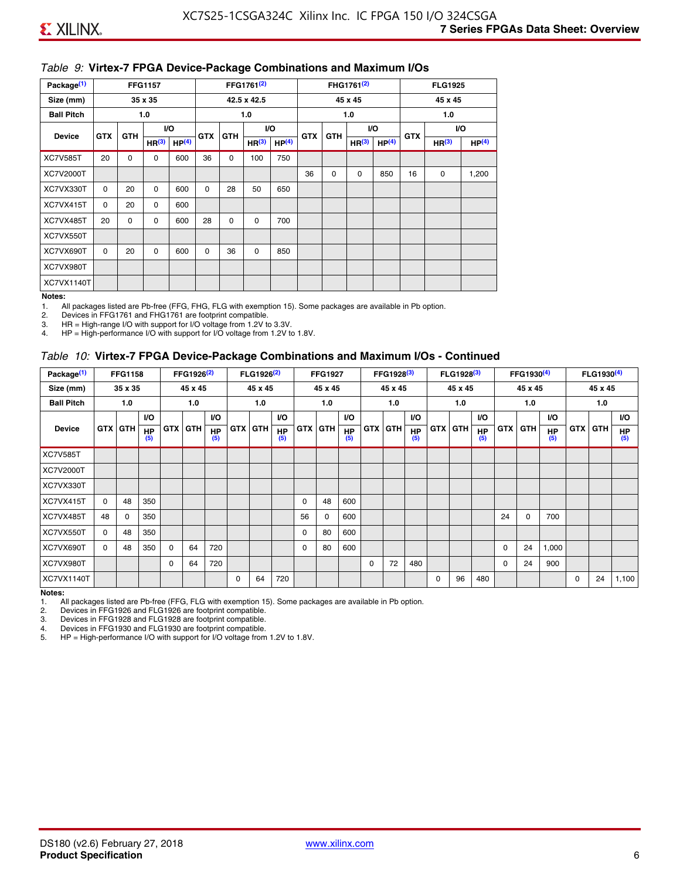*Table 9:* **Virtex-7 FPGA Device-Package Combinations and Maximum I/Os**

| Package(1) | FFG1157 | | | | FFG1761(2) | | | | FHG1761(2) | | | | FLG1925 | | |
|---|---|---|---|---|---|---|---|---|---|---|---|---|---|---|---|
| Size (mm) | 35 x 35 | | | | 42.5 x 42.5 | | | | 45 x 45 | | | | 45 x 45 | | |
| Ball Pitch | 1.0 | | | | 1.0 | | | | 1.0 | | | | 1.0 | | |
| Device | GTX | GTH | I/O | | GTX | GTH | I/O | | GTX | GTH | I/O | | GTX | I/O | |
| | | | HR(3) | HP(4) | | | HR(3) | HP(4) | | | HR(3) | HP(4) | | HR(3) | HP(4) |
| XC7V585T | 20 | 0 | 0 | 600 | 36 | 0 | 100 | 750 | | | | | | | |
| XC7V2000T | | | | | | | | | 36 | 0 | 0 | 850 | 16 | 0 | 1,200 |
| XC7VX330T | 0 | 20 | 0 | 600 | 0 | 28 | 50 | 650 | | | | | | | |
| XC7VX415T | 0 | 20 | 0 | 600 | | | | | | | | | | | |
| XC7VX485T | 20 | 0 | 0 | 600 | 28 | 0 | 0 | 700 | | | | | | | |
| XC7VX550T | | | | | | | | | | | | | | | |
| XC7VX690T | 0 | 20 | 0 | 600 | 0 | 36 | 0 | 850 | | | | | | | |
| XC7VX980T | | | | | | | | | | | | | | | |
| XC7VX1140T | | | | | | | | | | | | | | | |

**Notes:**

1. All packages listed are Pb-free (FFG, FHG, FLG with exemption 15). Some packages are available in Pb option.
2. Devices in FFG1761 and FHG1761 are footprint compatible.
3. HR = High-range I/O with support for I/O voltage from 1.2V to 3.3V.
4. HP = High-performance I/O with support for I/O voltage from 1.2V to 1.8V.

*Table 10:* **Virtex-7 FPGA Device-Package Combinations and Maximum I/Os - Continued**

| Package(1) | FFG1158 | | | FFG1926(2) | | | FLG1926(2) | | | FFG1927 | | | FFG1928(3) | | | FLG1928(3) | | | FFG1930(4) | | | FLG1930(4) | | |
|---|---|---|---|---|---|---|---|---|---|---|---|---|---|---|---|---|---|---|---|---|---|---|---|---|
| Size (mm) | 35 x 35 | | | 45 x 45 | | | 45 x 45 | | | 45 x 45 | | | 45 x 45 | | | 45 x 45 | | | 45 x 45 | | | 45 x 45 | | |
| Ball Pitch | 1.0 | | | 1.0 | | | 1.0 | | | 1.0 | | | 1.0 | | | 1.0 | | | 1.0 | | | 1.0 | | |
| Device | GTX | GTH | I/O HP(5) | GTX | GTH | I/O HP(5) | GTX | GTH | I/O HP(5) | GTX | GTH | I/O HP(5) | GTX | GTH | I/O HP(5) | GTX | GTH | I/O HP(5) | GTX | GTH | I/O HP(5) | GTX | GTH | I/O HP(5) |
| XC7V585T | | | | | | | | | | | | | | | | | | | | | | | | |
| XC7V2000T | | | | | | | | | | | | | | | | | | | | | | | | |
| XC7VX330T | | | | | | | | | | | | | | | | | | | | | | | | |
| XC7VX415T | 0 | 48 | 350 | | | | | | | 0 | 48 | 600 | | | | | | | | | | | | |
| XC7VX485T | 48 | 0 | 350 | | | | | | | 56 | 0 | 600 | | | | | | | 24 | 0 | 700 | | | |
| XC7VX550T | 0 | 48 | 350 | | | | | | | 0 | 80 | 600 | | | | | | | | | | | | |
| XC7VX690T | 0 | 48 | 350 | 0 | 64 | 720 | | | | 0 | 80 | 600 | | | | | | | 0 | 24 | 1,000 | | | |
| XC7VX980T | | | | 0 | 64 | 720 | | | | | | | 0 | 72 | 480 | | | | 0 | 24 | 900 | | | |
| XC7VX1140T | | | | | | | 0 | 64 | 720 | | | | | | | 0 | 96 | 480 | | | | 0 | 24 | 1,100 |

**Notes:**

1. All packages listed are Pb-free (FFG, FLG with exemption 15). Some packages are available in Pb option.
2. Devices in FFG1926 and FLG1926 are footprint compatible.
3. Devices in FFG1928 and FLG1928 are footprint compatible.
4. Devices in FFG1930 and FLG1930 are footprint compatible.
5. HP = High-performance I/O with support for I/O voltage from 1.2V to 1.8V.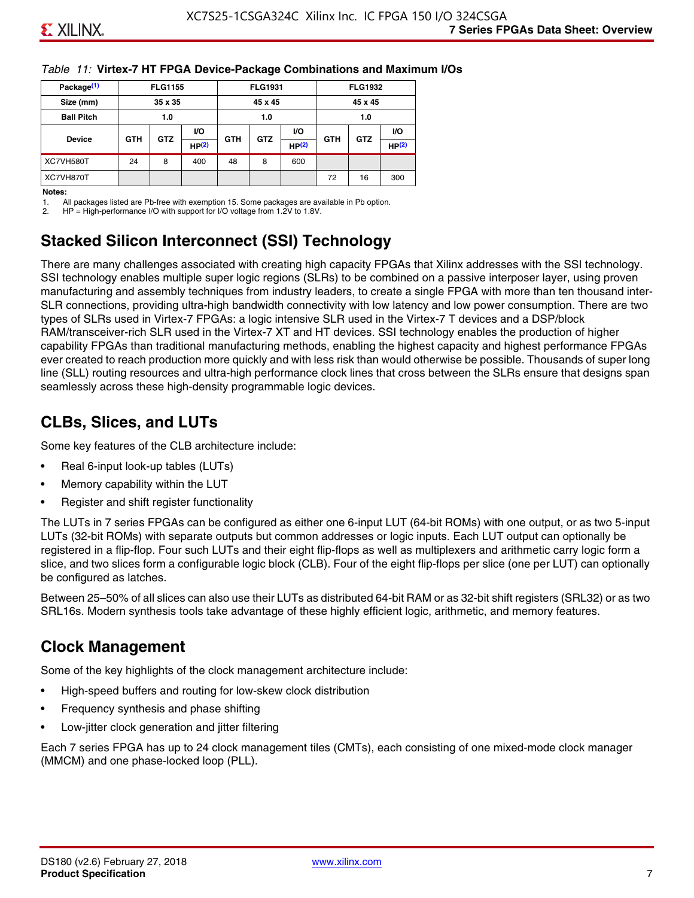*Table 11:* **Virtex-7 HT FPGA Device-Package Combinations and Maximum I/Os**

| Package[(1)] | FLG1155 | | | FLG1931 | | | FLG1932 | | |
|---|---|---|---|---|---|---|---|---|---|
| Size (mm) | 35 x 35 | | | 45 x 45 | | | 45 x 45 | | |
| Ball Pitch | 1.0 | | | 1.0 | | | 1.0 | | |
| Device | GTH | GTZ | I/O HP[(2)] | GTH | GTZ | I/O HP[(2)] | GTH | GTZ | I/O HP[(2)] |
| XC7VH580T | 24 | 8 | 400 | 48 | 8 | 600 | | | |
| XC7VH870T | | | | | | | 72 | 16 | 300 |

**Notes:**

1. All packages listed are Pb-free with exemption 15. Some packages are available in Pb option.
2. HP = High-performance I/O with support for I/O voltage from 1.2V to 1.8V.

## Stacked Silicon Interconnect (SSI) Technology

There are many challenges associated with creating high capacity FPGAs that Xilinx addresses with the SSI technology. SSI technology enables multiple super logic regions (SLRs) to be combined on a passive interposer layer, using proven manufacturing and assembly techniques from industry leaders, to create a single FPGA with more than ten thousand inter-SLR connections, providing ultra-high bandwidth connectivity with low latency and low power consumption. There are two types of SLRs used in Virtex-7 FPGAs: a logic intensive SLR used in the Virtex-7 T devices and a DSP/block RAM/transceiver-rich SLR used in the Virtex-7 XT and HT devices. SSI technology enables the production of higher capability FPGAs than traditional manufacturing methods, enabling the highest capacity and highest performance FPGAs ever created to reach production more quickly and with less risk than would otherwise be possible. Thousands of super long line (SLL) routing resources and ultra-high performance clock lines that cross between the SLRs ensure that designs span seamlessly across these high-density programmable logic devices.

## CLBs, Slices, and LUTs

Some key features of the CLB architecture include:

- Real 6-input look-up tables (LUTs)
- Memory capability within the LUT
- Register and shift register functionality

The LUTs in 7 series FPGAs can be configured as either one 6-input LUT (64-bit ROMs) with one output, or as two 5-input LUTs (32-bit ROMs) with separate outputs but common addresses or logic inputs. Each LUT output can optionally be registered in a flip-flop. Four such LUTs and their eight flip-flops as well as multiplexers and arithmetic carry logic form a slice, and two slices form a configurable logic block (CLB). Four of the eight flip-flops per slice (one per LUT) can optionally be configured as latches.

Between 25–50% of all slices can also use their LUTs as distributed 64-bit RAM or as 32-bit shift registers (SRL32) or as two SRL16s. Modern synthesis tools take advantage of these highly efficient logic, arithmetic, and memory features.

## Clock Management

Some of the key highlights of the clock management architecture include:

- High-speed buffers and routing for low-skew clock distribution
- Frequency synthesis and phase shifting
- Low-jitter clock generation and jitter filtering

Each 7 series FPGA has up to 24 clock management tiles (CMTs), each consisting of one mixed-mode clock manager (MMCM) and one phase-locked loop (PLL).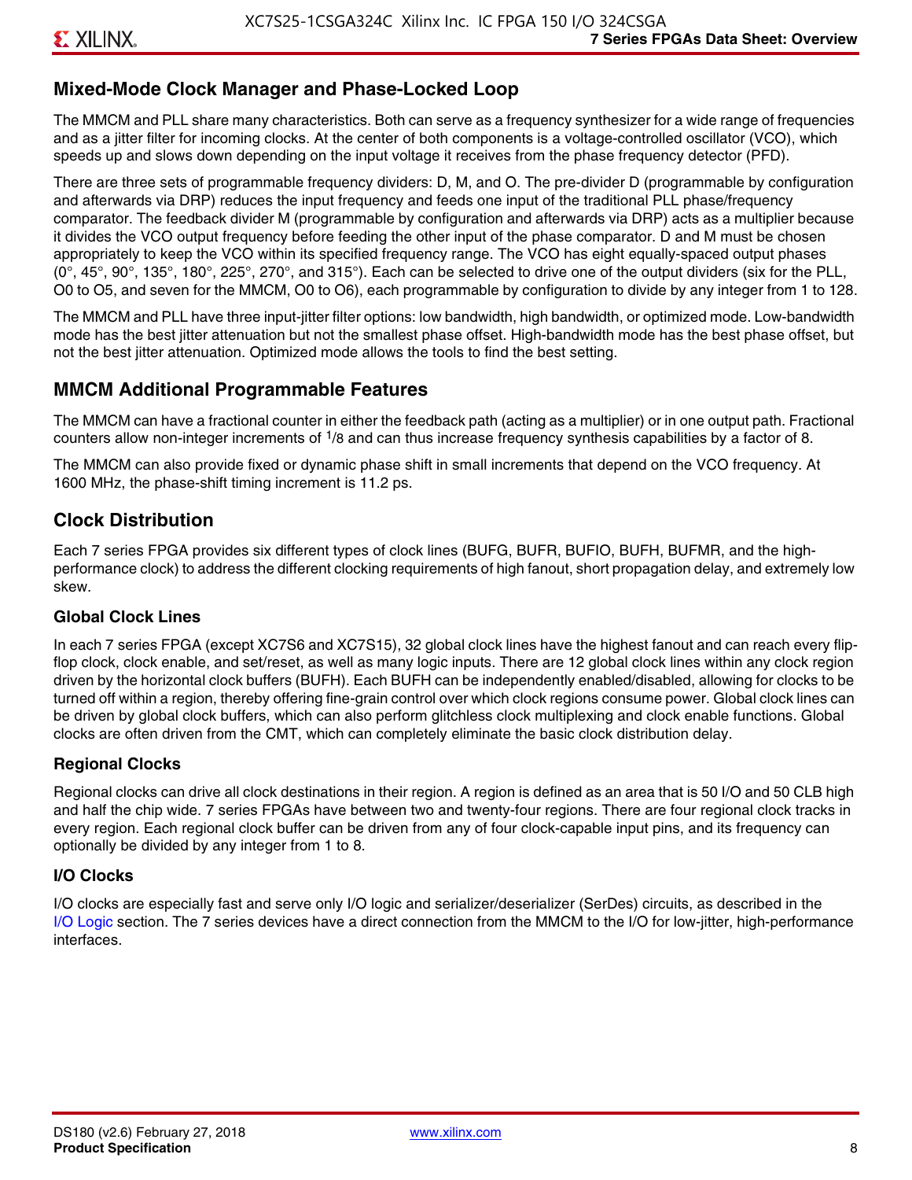## Mixed-Mode Clock Manager and Phase-Locked Loop

The MMCM and PLL share many characteristics. Both can serve as a frequency synthesizer for a wide range of frequencies and as a jitter filter for incoming clocks. At the center of both components is a voltage-controlled oscillator (VCO), which speeds up and slows down depending on the input voltage it receives from the phase frequency detector (PFD).

There are three sets of programmable frequency dividers: D, M, and O. The pre-divider D (programmable by configuration and afterwards via DRP) reduces the input frequency and feeds one input of the traditional PLL phase/frequency comparator. The feedback divider M (programmable by configuration and afterwards via DRP) acts as a multiplier because it divides the VCO output frequency before feeding the other input of the phase comparator. D and M must be chosen appropriately to keep the VCO within its specified frequency range. The VCO has eight equally-spaced output phases (0°, 45°, 90°, 135°, 180°, 225°, 270°, and 315°). Each can be selected to drive one of the output dividers (six for the PLL, O0 to O5, and seven for the MMCM, O0 to O6), each programmable by configuration to divide by any integer from 1 to 128.

The MMCM and PLL have three input-jitter filter options: low bandwidth, high bandwidth, or optimized mode. Low-bandwidth mode has the best jitter attenuation but not the smallest phase offset. High-bandwidth mode has the best phase offset, but not the best jitter attenuation. Optimized mode allows the tools to find the best setting.

## MMCM Additional Programmable Features

The MMCM can have a fractional counter in either the feedback path (acting as a multiplier) or in one output path. Fractional counters allow non-integer increments of $^1/_8$ and can thus increase frequency synthesis capabilities by a factor of 8.

The MMCM can also provide fixed or dynamic phase shift in small increments that depend on the VCO frequency. At 1600 MHz, the phase-shift timing increment is 11.2 ps.

## Clock Distribution

Each 7 series FPGA provides six different types of clock lines (BUFG, BUFR, BUFIO, BUFH, BUFMR, and the high-performance clock) to address the different clocking requirements of high fanout, short propagation delay, and extremely low skew.

### Global Clock Lines

In each 7 series FPGA (except XC7S6 and XC7S15), 32 global clock lines have the highest fanout and can reach every flip-flop clock, clock enable, and set/reset, as well as many logic inputs. There are 12 global clock lines within any clock region driven by the horizontal clock buffers (BUFH). Each BUFH can be independently enabled/disabled, allowing for clocks to be turned off within a region, thereby offering fine-grain control over which clock regions consume power. Global clock lines can be driven by global clock buffers, which can also perform glitchless clock multiplexing and clock enable functions. Global clocks are often driven from the CMT, which can completely eliminate the basic clock distribution delay.

### Regional Clocks

Regional clocks can drive all clock destinations in their region. A region is defined as an area that is 50 I/O and 50 CLB high and half the chip wide. 7 series FPGAs have between two and twenty-four regions. There are four regional clock tracks in every region. Each regional clock buffer can be driven from any of four clock-capable input pins, and its frequency can optionally be divided by any integer from 1 to 8.

### I/O Clocks

I/O clocks are especially fast and serve only I/O logic and serializer/deserializer (SerDes) circuits, as described in the I/O Logic section. The 7 series devices have a direct connection from the MMCM to the I/O for low-jitter, high-performance interfaces.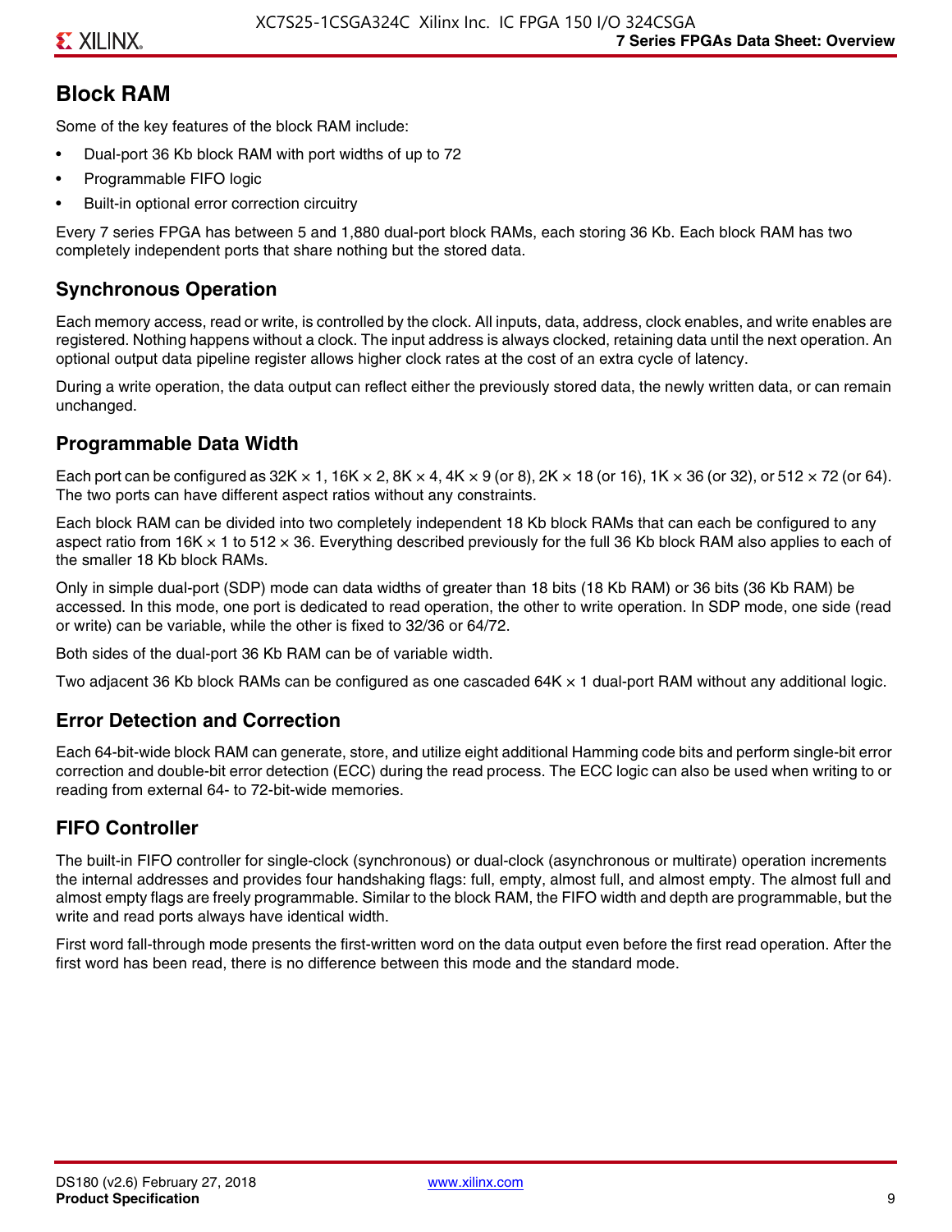## Block RAM

Some of the key features of the block RAM include:

- Dual-port 36 Kb block RAM with port widths of up to 72
- Programmable FIFO logic
- Built-in optional error correction circuitry

Every 7 series FPGA has between 5 and 1,880 dual-port block RAMs, each storing 36 Kb. Each block RAM has two completely independent ports that share nothing but the stored data.

### Synchronous Operation

Each memory access, read or write, is controlled by the clock. All inputs, data, address, clock enables, and write enables are registered. Nothing happens without a clock. The input address is always clocked, retaining data until the next operation. An optional output data pipeline register allows higher clock rates at the cost of an extra cycle of latency.

During a write operation, the data output can reflect either the previously stored data, the newly written data, or can remain unchanged.

### Programmable Data Width

Each port can be configured as 32K × 1, 16K × 2, 8K × 4, 4K × 9 (or 8), 2K × 18 (or 16), 1K × 36 (or 32), or 512 × 72 (or 64). The two ports can have different aspect ratios without any constraints.

Each block RAM can be divided into two completely independent 18 Kb block RAMs that can each be configured to any aspect ratio from 16K × 1 to 512 × 36. Everything described previously for the full 36 Kb block RAM also applies to each of the smaller 18 Kb block RAMs.

Only in simple dual-port (SDP) mode can data widths of greater than 18 bits (18 Kb RAM) or 36 bits (36 Kb RAM) be accessed. In this mode, one port is dedicated to read operation, the other to write operation. In SDP mode, one side (read or write) can be variable, while the other is fixed to 32/36 or 64/72.

Both sides of the dual-port 36 Kb RAM can be of variable width.

Two adjacent 36 Kb block RAMs can be configured as one cascaded 64K × 1 dual-port RAM without any additional logic.

### Error Detection and Correction

Each 64-bit-wide block RAM can generate, store, and utilize eight additional Hamming code bits and perform single-bit error correction and double-bit error detection (ECC) during the read process. The ECC logic can also be used when writing to or reading from external 64- to 72-bit-wide memories.

### FIFO Controller

The built-in FIFO controller for single-clock (synchronous) or dual-clock (asynchronous or multirate) operation increments the internal addresses and provides four handshaking flags: full, empty, almost full, and almost empty. The almost full and almost empty flags are freely programmable. Similar to the block RAM, the FIFO width and depth are programmable, but the write and read ports always have identical width.

First word fall-through mode presents the first-written word on the data output even before the first read operation. After the first word has been read, there is no difference between this mode and the standard mode.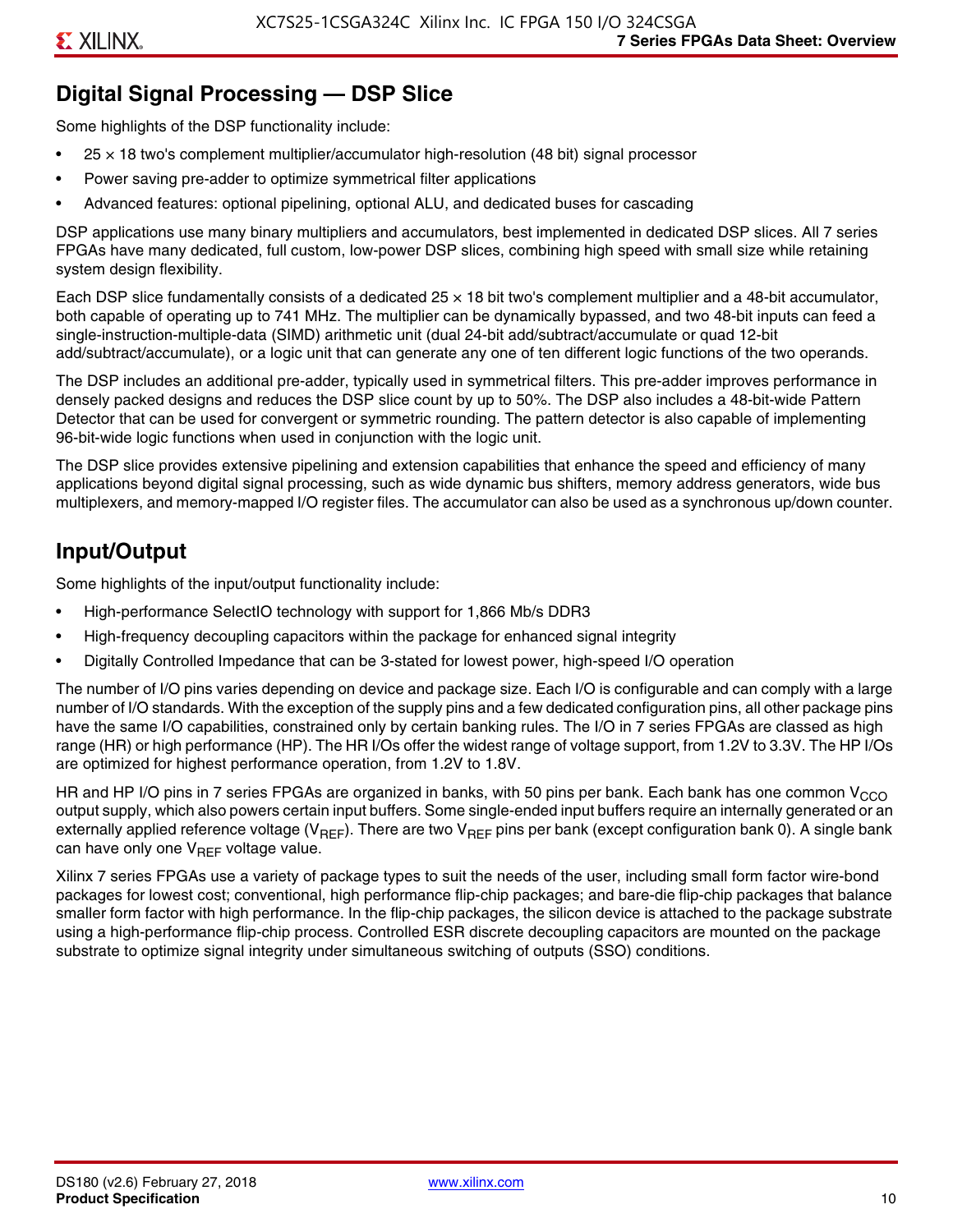## Digital Signal Processing — DSP Slice

Some highlights of the DSP functionality include:

- 25 × 18 two's complement multiplier/accumulator high-resolution (48 bit) signal processor
- Power saving pre-adder to optimize symmetrical filter applications
- Advanced features: optional pipelining, optional ALU, and dedicated buses for cascading

DSP applications use many binary multipliers and accumulators, best implemented in dedicated DSP slices. All 7 series FPGAs have many dedicated, full custom, low-power DSP slices, combining high speed with small size while retaining system design flexibility.

Each DSP slice fundamentally consists of a dedicated 25 × 18 bit two's complement multiplier and a 48-bit accumulator, both capable of operating up to 741 MHz. The multiplier can be dynamically bypassed, and two 48-bit inputs can feed a single-instruction-multiple-data (SIMD) arithmetic unit (dual 24-bit add/subtract/accumulate or quad 12-bit add/subtract/accumulate), or a logic unit that can generate any one of ten different logic functions of the two operands.

The DSP includes an additional pre-adder, typically used in symmetrical filters. This pre-adder improves performance in densely packed designs and reduces the DSP slice count by up to 50%. The DSP also includes a 48-bit-wide Pattern Detector that can be used for convergent or symmetric rounding. The pattern detector is also capable of implementing 96-bit-wide logic functions when used in conjunction with the logic unit.

The DSP slice provides extensive pipelining and extension capabilities that enhance the speed and efficiency of many applications beyond digital signal processing, such as wide dynamic bus shifters, memory address generators, wide bus multiplexers, and memory-mapped I/O register files. The accumulator can also be used as a synchronous up/down counter.

## Input/Output

Some highlights of the input/output functionality include:

- High-performance SelectIO technology with support for 1,866 Mb/s DDR3
- High-frequency decoupling capacitors within the package for enhanced signal integrity
- Digitally Controlled Impedance that can be 3-stated for lowest power, high-speed I/O operation

The number of I/O pins varies depending on device and package size. Each I/O is configurable and can comply with a large number of I/O standards. With the exception of the supply pins and a few dedicated configuration pins, all other package pins have the same I/O capabilities, constrained only by certain banking rules. The I/O in 7 series FPGAs are classed as high range (HR) or high performance (HP). The HR I/Os offer the widest range of voltage support, from 1.2V to 3.3V. The HP I/Os are optimized for highest performance operation, from 1.2V to 1.8V.

HR and HP I/O pins in 7 series FPGAs are organized in banks, with 50 pins per bank. Each bank has one common $V_{CCO}$ output supply, which also powers certain input buffers. Some single-ended input buffers require an internally generated or an externally applied reference voltage ($V_{REF}$). There are two $V_{REF}$ pins per bank (except configuration bank 0). A single bank can have only one $V_{REF}$ voltage value.

Xilinx 7 series FPGAs use a variety of package types to suit the needs of the user, including small form factor wire-bond packages for lowest cost; conventional, high performance flip-chip packages; and bare-die flip-chip packages that balance smaller form factor with high performance. In the flip-chip packages, the silicon device is attached to the package substrate using a high-performance flip-chip process. Controlled ESR discrete decoupling capacitors are mounted on the package substrate to optimize signal integrity under simultaneous switching of outputs (SSO) conditions.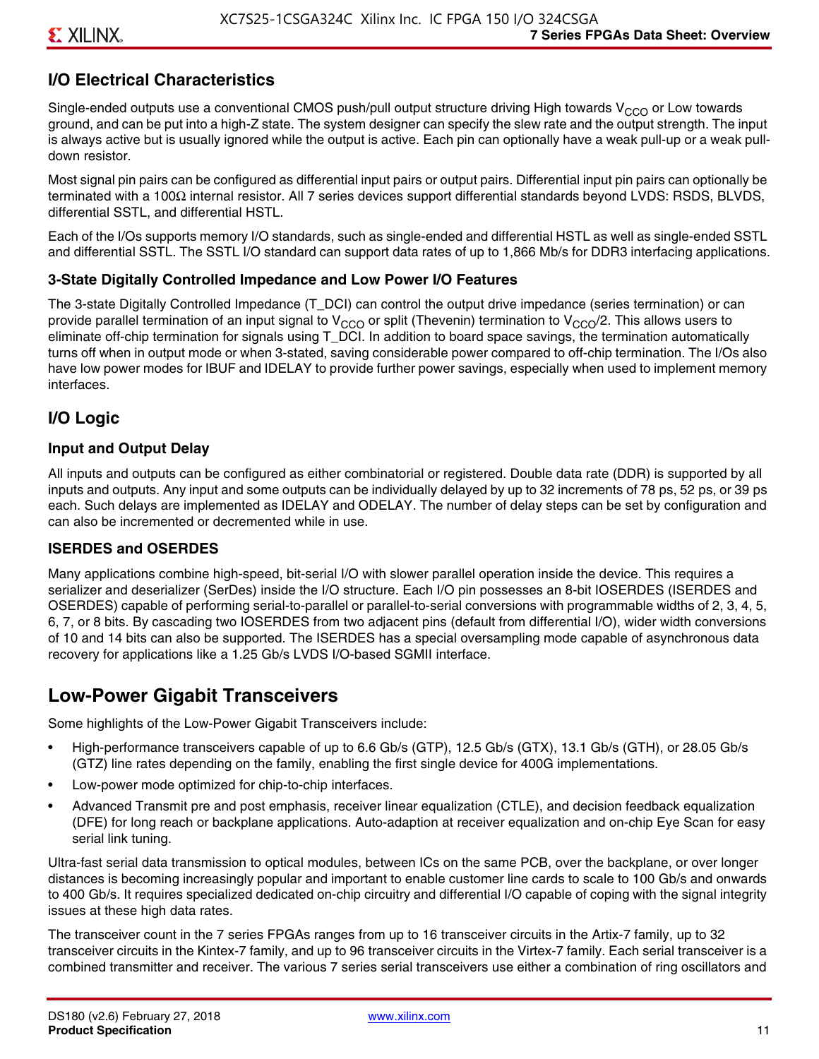## I/O Electrical Characteristics

Single-ended outputs use a conventional CMOS push/pull output structure driving High towards $V_{CCO}$ or Low towards ground, and can be put into a high-Z state. The system designer can specify the slew rate and the output strength. The input is always active but is usually ignored while the output is active. Each pin can optionally have a weak pull-up or a weak pull-down resistor.

Most signal pin pairs can be configured as differential input pairs or output pairs. Differential input pin pairs can optionally be terminated with a 100Ω internal resistor. All 7 series devices support differential standards beyond LVDS: RSDS, BLVDS, differential SSTL, and differential HSTL.

Each of the I/Os supports memory I/O standards, such as single-ended and differential HSTL as well as single-ended SSTL and differential SSTL. The SSTL I/O standard can support data rates of up to 1,866 Mb/s for DDR3 interfacing applications.

### 3-State Digitally Controlled Impedance and Low Power I/O Features

The 3-state Digitally Controlled Impedance (T_DCI) can control the output drive impedance (series termination) or can provide parallel termination of an input signal to $V_{CCO}$ or split (Thevenin) termination to $V_{CCO}/2$. This allows users to eliminate off-chip termination for signals using T_DCI. In addition to board space savings, the termination automatically turns off when in output mode or when 3-stated, saving considerable power compared to off-chip termination. The I/Os also have low power modes for IBUF and IDELAY to provide further power savings, especially when used to implement memory interfaces.

## I/O Logic

### Input and Output Delay

All inputs and outputs can be configured as either combinatorial or registered. Double data rate (DDR) is supported by all inputs and outputs. Any input and some outputs can be individually delayed by up to 32 increments of 78 ps, 52 ps, or 39 ps each. Such delays are implemented as IDELAY and ODELAY. The number of delay steps can be set by configuration and can also be incremented or decremented while in use.

### ISERDES and OSERDES

Many applications combine high-speed, bit-serial I/O with slower parallel operation inside the device. This requires a serializer and deserializer (SerDes) inside the I/O structure. Each I/O pin possesses an 8-bit IOSERDES (ISERDES and OSERDES) capable of performing serial-to-parallel or parallel-to-serial conversions with programmable widths of 2, 3, 4, 5, 6, 7, or 8 bits. By cascading two IOSERDES from two adjacent pins (default from differential I/O), wider width conversions of 10 and 14 bits can also be supported. The ISERDES has a special oversampling mode capable of asynchronous data recovery for applications like a 1.25 Gb/s LVDS I/O-based SGMII interface.

# Low-Power Gigabit Transceivers

Some highlights of the Low-Power Gigabit Transceivers include:

- High-performance transceivers capable of up to 6.6 Gb/s (GTP), 12.5 Gb/s (GTX), 13.1 Gb/s (GTH), or 28.05 Gb/s (GTZ) line rates depending on the family, enabling the first single device for 400G implementations.
- Low-power mode optimized for chip-to-chip interfaces.
- Advanced Transmit pre and post emphasis, receiver linear equalization (CTLE), and decision feedback equalization (DFE) for long reach or backplane applications. Auto-adaption at receiver equalization and on-chip Eye Scan for easy serial link tuning.

Ultra-fast serial data transmission to optical modules, between ICs on the same PCB, over the backplane, or over longer distances is becoming increasingly popular and important to enable customer line cards to scale to 100 Gb/s and onwards to 400 Gb/s. It requires specialized dedicated on-chip circuitry and differential I/O capable of coping with the signal integrity issues at these high data rates.

The transceiver count in the 7 series FPGAs ranges from up to 16 transceiver circuits in the Artix-7 family, up to 32 transceiver circuits in the Kintex-7 family, and up to 96 transceiver circuits in the Virtex-7 family. Each serial transceiver is a combined transmitter and receiver. The various 7 series serial transceivers use either a combination of ring oscillators and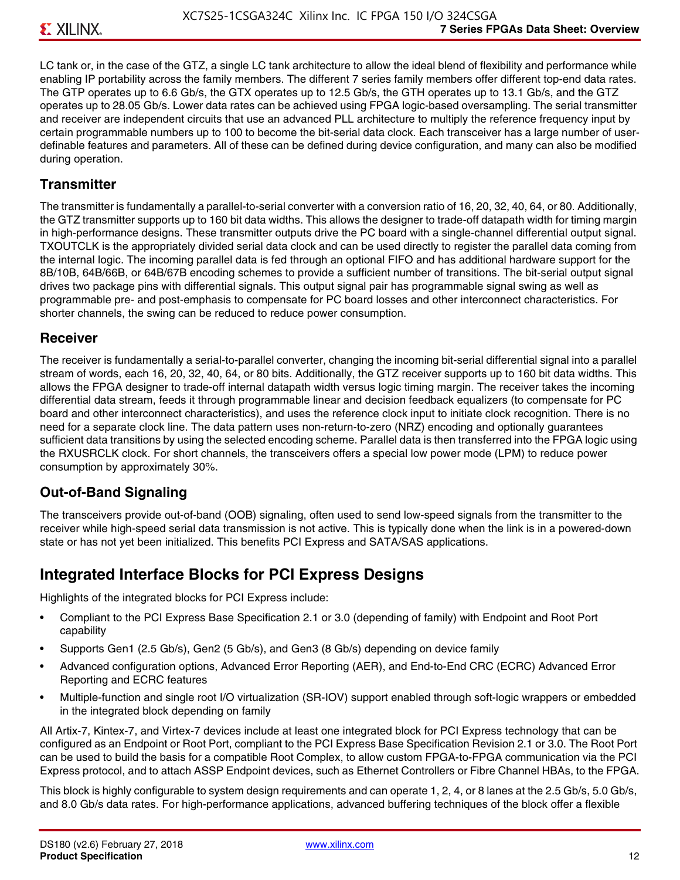LC tank or, in the case of the GTZ, a single LC tank architecture to allow the ideal blend of flexibility and performance while enabling IP portability across the family members. The different 7 series family members offer different top-end data rates. The GTP operates up to 6.6 Gb/s, the GTX operates up to 12.5 Gb/s, the GTH operates up to 13.1 Gb/s, and the GTZ operates up to 28.05 Gb/s. Lower data rates can be achieved using FPGA logic-based oversampling. The serial transmitter and receiver are independent circuits that use an advanced PLL architecture to multiply the reference frequency input by certain programmable numbers up to 100 to become the bit-serial data clock. Each transceiver has a large number of user-definable features and parameters. All of these can be defined during device configuration, and many can also be modified during operation.

### Transmitter

The transmitter is fundamentally a parallel-to-serial converter with a conversion ratio of 16, 20, 32, 40, 64, or 80. Additionally, the GTZ transmitter supports up to 160 bit data widths. This allows the designer to trade-off datapath width for timing margin in high-performance designs. These transmitter outputs drive the PC board with a single-channel differential output signal. TXOUTCLK is the appropriately divided serial data clock and can be used directly to register the parallel data coming from the internal logic. The incoming parallel data is fed through an optional FIFO and has additional hardware support for the 8B/10B, 64B/66B, or 64B/67B encoding schemes to provide a sufficient number of transitions. The bit-serial output signal drives two package pins with differential signals. This output signal pair has programmable signal swing as well as programmable pre- and post-emphasis to compensate for PC board losses and other interconnect characteristics. For shorter channels, the swing can be reduced to reduce power consumption.

### Receiver

The receiver is fundamentally a serial-to-parallel converter, changing the incoming bit-serial differential signal into a parallel stream of words, each 16, 20, 32, 40, 64, or 80 bits. Additionally, the GTZ receiver supports up to 160 bit data widths. This allows the FPGA designer to trade-off internal datapath width versus logic timing margin. The receiver takes the incoming differential data stream, feeds it through programmable linear and decision feedback equalizers (to compensate for PC board and other interconnect characteristics), and uses the reference clock input to initiate clock recognition. There is no need for a separate clock line. The data pattern uses non-return-to-zero (NRZ) encoding and optionally guarantees sufficient data transitions by using the selected encoding scheme. Parallel data is then transferred into the FPGA logic using the RXUSRCLK clock. For short channels, the transceivers offers a special low power mode (LPM) to reduce power consumption by approximately 30%.

### Out-of-Band Signaling

The transceivers provide out-of-band (OOB) signaling, often used to send low-speed signals from the transmitter to the receiver while high-speed serial data transmission is not active. This is typically done when the link is in a powered-down state or has not yet been initialized. This benefits PCI Express and SATA/SAS applications.

## Integrated Interface Blocks for PCI Express Designs

Highlights of the integrated blocks for PCI Express include:

- Compliant to the PCI Express Base Specification 2.1 or 3.0 (depending of family) with Endpoint and Root Port capability
- Supports Gen1 (2.5 Gb/s), Gen2 (5 Gb/s), and Gen3 (8 Gb/s) depending on device family
- Advanced configuration options, Advanced Error Reporting (AER), and End-to-End CRC (ECRC) Advanced Error Reporting and ECRC features
- Multiple-function and single root I/O virtualization (SR-IOV) support enabled through soft-logic wrappers or embedded in the integrated block depending on family

All Artix-7, Kintex-7, and Virtex-7 devices include at least one integrated block for PCI Express technology that can be configured as an Endpoint or Root Port, compliant to the PCI Express Base Specification Revision 2.1 or 3.0. The Root Port can be used to build the basis for a compatible Root Complex, to allow custom FPGA-to-FPGA communication via the PCI Express protocol, and to attach ASSP Endpoint devices, such as Ethernet Controllers or Fibre Channel HBAs, to the FPGA.

This block is highly configurable to system design requirements and can operate 1, 2, 4, or 8 lanes at the 2.5 Gb/s, 5.0 Gb/s, and 8.0 Gb/s data rates. For high-performance applications, advanced buffering techniques of the block offer a flexible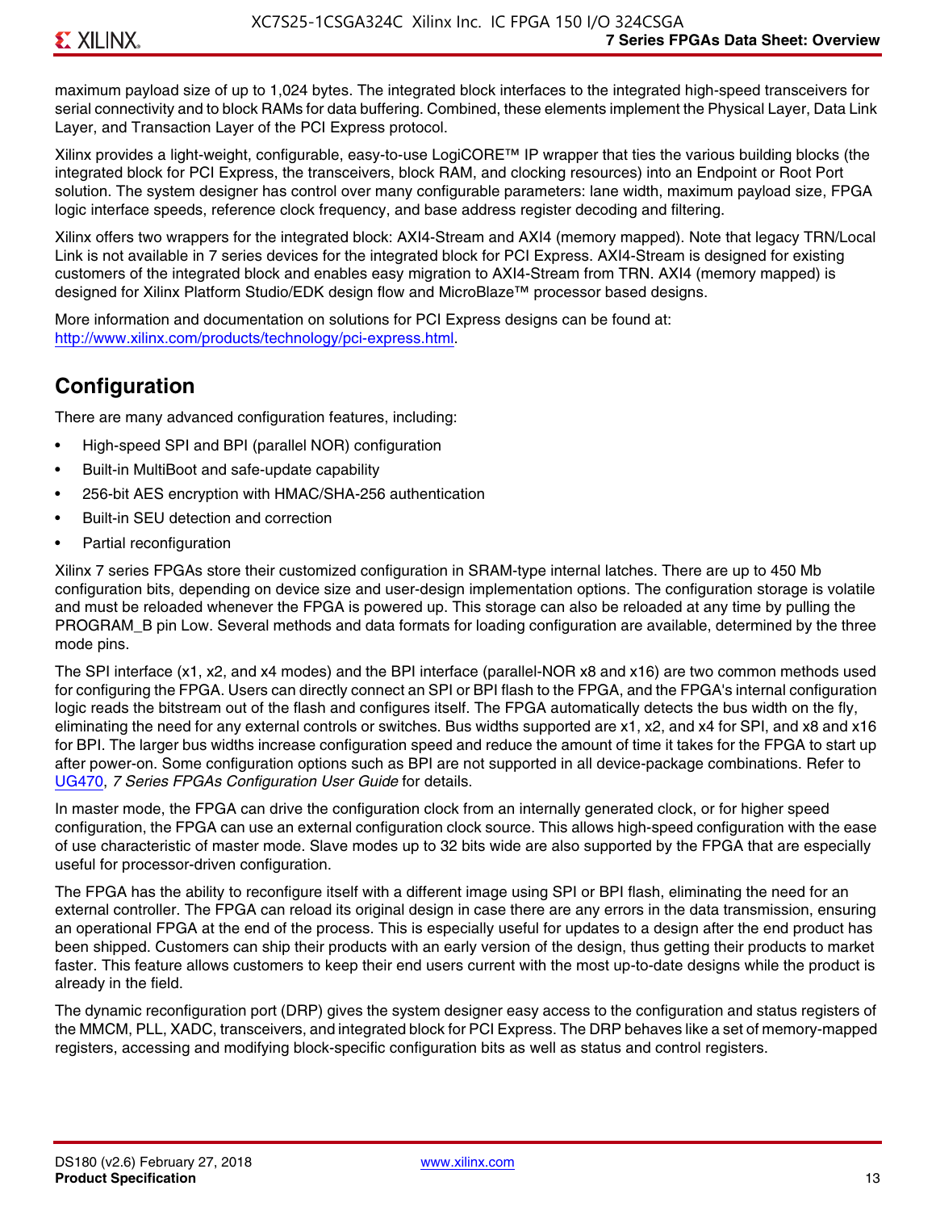maximum payload size of up to 1,024 bytes. The integrated block interfaces to the integrated high-speed transceivers for serial connectivity and to block RAMs for data buffering. Combined, these elements implement the Physical Layer, Data Link Layer, and Transaction Layer of the PCI Express protocol.

Xilinx provides a light-weight, configurable, easy-to-use LogiCORE™ IP wrapper that ties the various building blocks (the integrated block for PCI Express, the transceivers, block RAM, and clocking resources) into an Endpoint or Root Port solution. The system designer has control over many configurable parameters: lane width, maximum payload size, FPGA logic interface speeds, reference clock frequency, and base address register decoding and filtering.

Xilinx offers two wrappers for the integrated block: AXI4-Stream and AXI4 (memory mapped). Note that legacy TRN/Local Link is not available in 7 series devices for the integrated block for PCI Express. AXI4-Stream is designed for existing customers of the integrated block and enables easy migration to AXI4-Stream from TRN. AXI4 (memory mapped) is designed for Xilinx Platform Studio/EDK design flow and MicroBlaze™ processor based designs.

More information and documentation on solutions for PCI Express designs can be found at: http://www.xilinx.com/products/technology/pci-express.html.

## Configuration

There are many advanced configuration features, including:

- High-speed SPI and BPI (parallel NOR) configuration
- Built-in MultiBoot and safe-update capability
- 256-bit AES encryption with HMAC/SHA-256 authentication
- Built-in SEU detection and correction
- Partial reconfiguration

Xilinx 7 series FPGAs store their customized configuration in SRAM-type internal latches. There are up to 450 Mb configuration bits, depending on device size and user-design implementation options. The configuration storage is volatile and must be reloaded whenever the FPGA is powered up. This storage can also be reloaded at any time by pulling the PROGRAM_B pin Low. Several methods and data formats for loading configuration are available, determined by the three mode pins.

The SPI interface (x1, x2, and x4 modes) and the BPI interface (parallel-NOR x8 and x16) are two common methods used for configuring the FPGA. Users can directly connect an SPI or BPI flash to the FPGA, and the FPGA's internal configuration logic reads the bitstream out of the flash and configures itself. The FPGA automatically detects the bus width on the fly, eliminating the need for any external controls or switches. Bus widths supported are x1, x2, and x4 for SPI, and x8 and x16 for BPI. The larger bus widths increase configuration speed and reduce the amount of time it takes for the FPGA to start up after power-on. Some configuration options such as BPI are not supported in all device-package combinations. Refer to UG470, *7 Series FPGAs Configuration User Guide* for details.

In master mode, the FPGA can drive the configuration clock from an internally generated clock, or for higher speed configuration, the FPGA can use an external configuration clock source. This allows high-speed configuration with the ease of use characteristic of master mode. Slave modes up to 32 bits wide are also supported by the FPGA that are especially useful for processor-driven configuration.

The FPGA has the ability to reconfigure itself with a different image using SPI or BPI flash, eliminating the need for an external controller. The FPGA can reload its original design in case there are any errors in the data transmission, ensuring an operational FPGA at the end of the process. This is especially useful for updates to a design after the end product has been shipped. Customers can ship their products with an early version of the design, thus getting their products to market faster. This feature allows customers to keep their end users current with the most up-to-date designs while the product is already in the field.

The dynamic reconfiguration port (DRP) gives the system designer easy access to the configuration and status registers of the MMCM, PLL, XADC, transceivers, and integrated block for PCI Express. The DRP behaves like a set of memory-mapped registers, accessing and modifying block-specific configuration bits as well as status and control registers.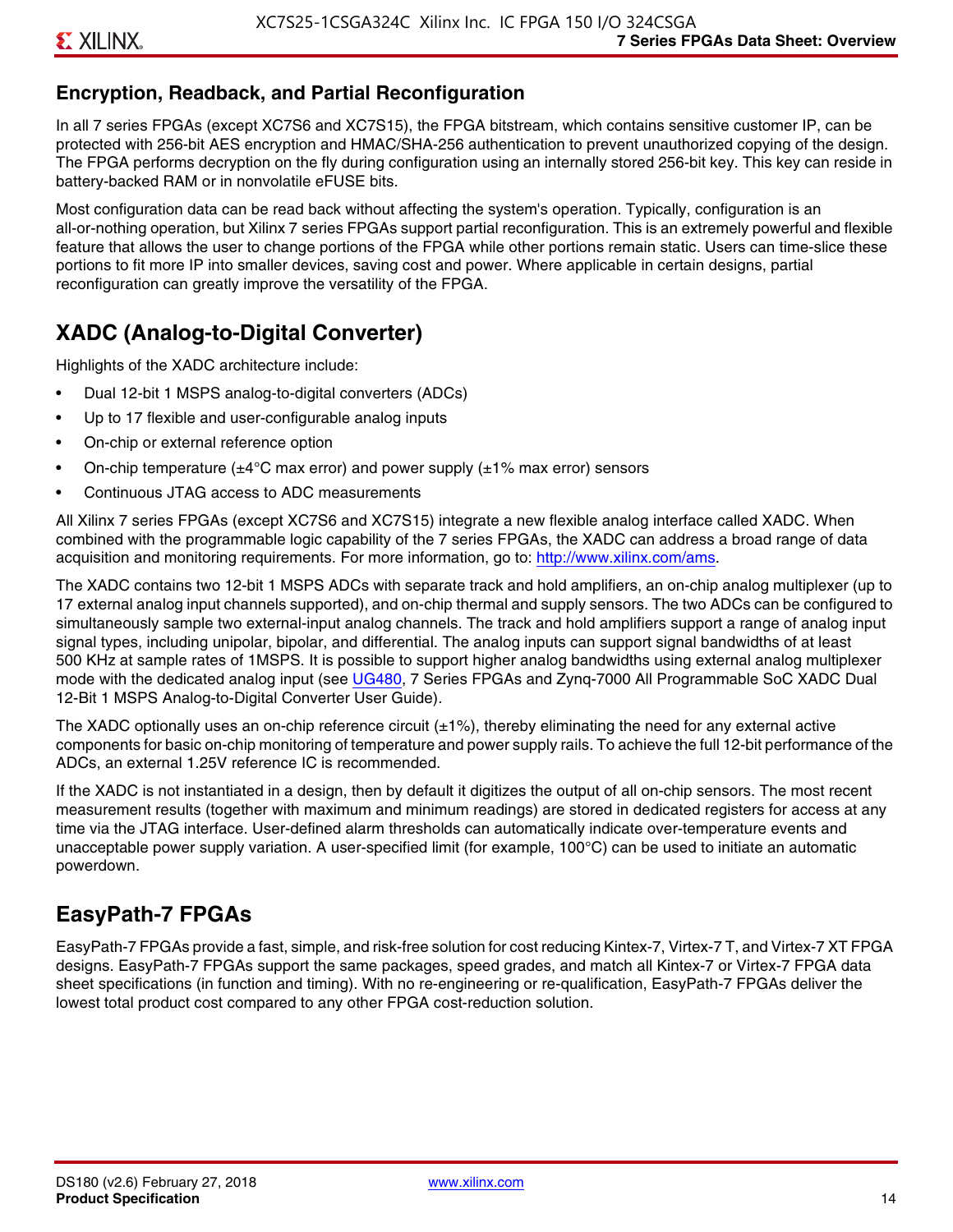## Encryption, Readback, and Partial Reconfiguration

In all 7 series FPGAs (except XC7S6 and XC7S15), the FPGA bitstream, which contains sensitive customer IP, can be protected with 256-bit AES encryption and HMAC/SHA-256 authentication to prevent unauthorized copying of the design. The FPGA performs decryption on the fly during configuration using an internally stored 256-bit key. This key can reside in battery-backed RAM or in nonvolatile eFUSE bits.

Most configuration data can be read back without affecting the system's operation. Typically, configuration is an all-or-nothing operation, but Xilinx 7 series FPGAs support partial reconfiguration. This is an extremely powerful and flexible feature that allows the user to change portions of the FPGA while other portions remain static. Users can time-slice these portions to fit more IP into smaller devices, saving cost and power. Where applicable in certain designs, partial reconfiguration can greatly improve the versatility of the FPGA.

# XADC (Analog-to-Digital Converter)

Highlights of the XADC architecture include:

- Dual 12-bit 1 MSPS analog-to-digital converters (ADCs)
- Up to 17 flexible and user-configurable analog inputs
- On-chip or external reference option
- On-chip temperature (±4°C max error) and power supply (±1% max error) sensors
- Continuous JTAG access to ADC measurements

All Xilinx 7 series FPGAs (except XC7S6 and XC7S15) integrate a new flexible analog interface called XADC. When combined with the programmable logic capability of the 7 series FPGAs, the XADC can address a broad range of data acquisition and monitoring requirements. For more information, go to: http://www.xilinx.com/ams.

The XADC contains two 12-bit 1 MSPS ADCs with separate track and hold amplifiers, an on-chip analog multiplexer (up to 17 external analog input channels supported), and on-chip thermal and supply sensors. The two ADCs can be configured to simultaneously sample two external-input analog channels. The track and hold amplifiers support a range of analog input signal types, including unipolar, bipolar, and differential. The analog inputs can support signal bandwidths of at least 500 KHz at sample rates of 1MSPS. It is possible to support higher analog bandwidths using external analog multiplexer mode with the dedicated analog input (see UG480, 7 Series FPGAs and Zynq-7000 All Programmable SoC XADC Dual 12-Bit 1 MSPS Analog-to-Digital Converter User Guide).

The XADC optionally uses an on-chip reference circuit (±1%), thereby eliminating the need for any external active components for basic on-chip monitoring of temperature and power supply rails. To achieve the full 12-bit performance of the ADCs, an external 1.25V reference IC is recommended.

If the XADC is not instantiated in a design, then by default it digitizes the output of all on-chip sensors. The most recent measurement results (together with maximum and minimum readings) are stored in dedicated registers for access at any time via the JTAG interface. User-defined alarm thresholds can automatically indicate over-temperature events and unacceptable power supply variation. A user-specified limit (for example, 100°C) can be used to initiate an automatic powerdown.

# EasyPath-7 FPGAs

EasyPath-7 FPGAs provide a fast, simple, and risk-free solution for cost reducing Kintex-7, Virtex-7 T, and Virtex-7 XT FPGA designs. EasyPath-7 FPGAs support the same packages, speed grades, and match all Kintex-7 or Virtex-7 FPGA data sheet specifications (in function and timing). With no re-engineering or re-qualification, EasyPath-7 FPGAs deliver the lowest total product cost compared to any other FPGA cost-reduction solution.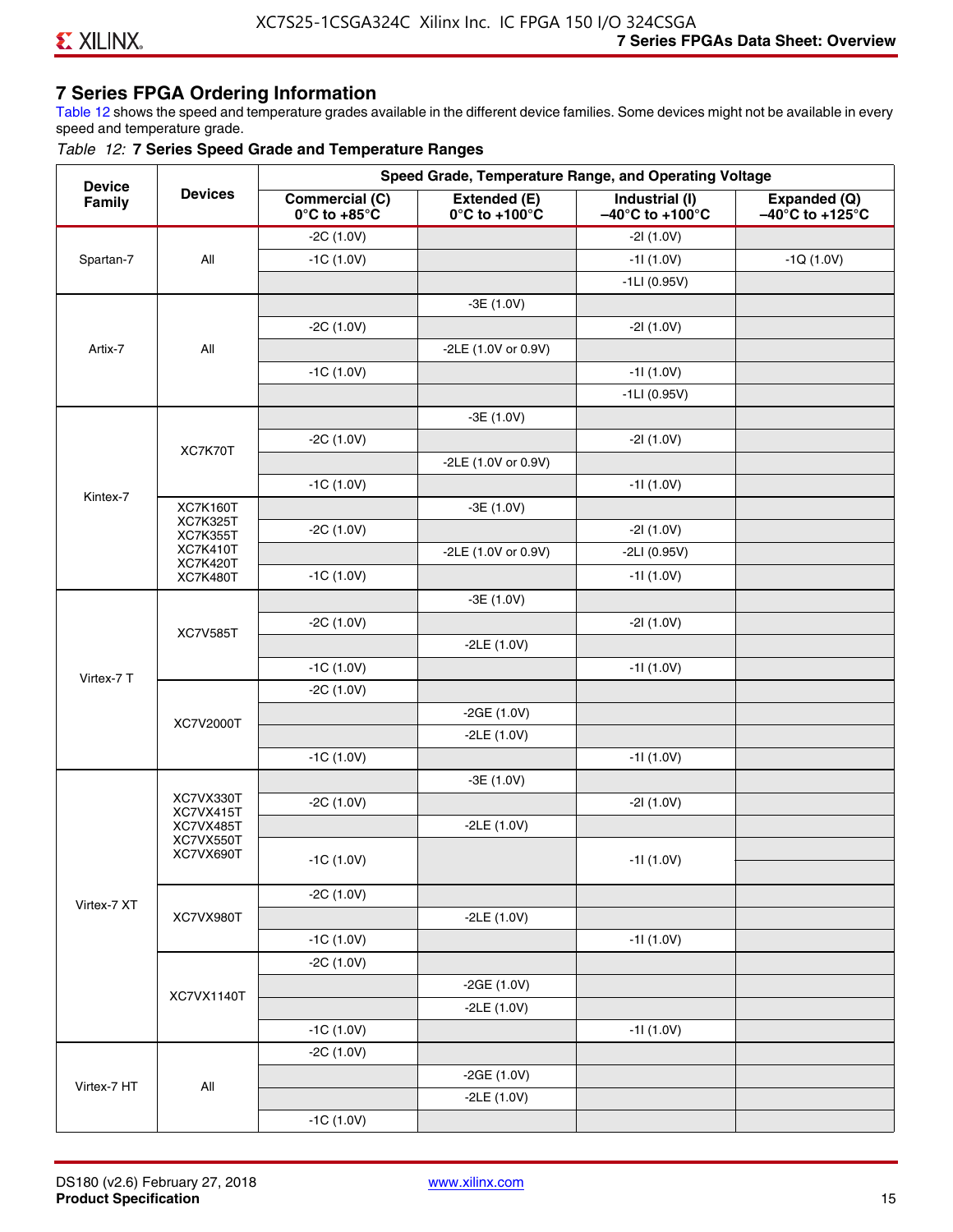## 7 Series FPGA Ordering Information

Table 12 shows the speed and temperature grades available in the different device families. Some devices might not be available in every speed and temperature grade.

*Table 12:* **7 Series Speed Grade and Temperature Ranges**

| Device Family | Devices | Speed Grade, Temperature Range, and Operating Voltage | | | |
|---|---|---|---|---|---|
| | | **Commercial (C) 0°C to +85°C** | **Extended (E) 0°C to +100°C** | **Industrial (I) –40°C to +100°C** | **Expanded (Q) –40°C to +125°C** |
| Spartan-7 | All | -2C (1.0V) | | -2I (1.0V) | |
| | | -1C (1.0V) | | -1I (1.0V) | -1Q (1.0V) |
| | | | | -1LI (0.95V) | |
| Artix-7 | All | | -3E (1.0V) | | |
| | | -2C (1.0V) | | -2I (1.0V) | |
| | | | -2LE (1.0V or 0.9V) | | |
| | | -1C (1.0V) | | -1I (1.0V) | |
| | | | | -1LI (0.95V) | |
| Kintex-7 | XC7K70T | | -3E (1.0V) | | |
| | | -2C (1.0V) | | -2I (1.0V) | |
| | | | -2LE (1.0V or 0.9V) | | |
| | | -1C (1.0V) | | -1I (1.0V) | |
| | XC7K160T XC7K325T XC7K355T XC7K410T XC7K420T XC7K480T | | -3E (1.0V) | | |
| | | -2C (1.0V) | | -2I (1.0V) | |
| | | | -2LE (1.0V or 0.9V) | -2LI (0.95V) | |
| | | -1C (1.0V) | | -1I (1.0V) | |
| Virtex-7 T | XC7V585T | | -3E (1.0V) | | |
| | | -2C (1.0V) | | -2I (1.0V) | |
| | | | -2LE (1.0V) | | |
| | | -1C (1.0V) | | -1I (1.0V) | |
| | XC7V2000T | -2C (1.0V) | | | |
| | | | -2GE (1.0V) | | |
| | | | -2LE (1.0V) | | |
| | | -1C (1.0V) | | -1I (1.0V) | |
| Virtex-7 XT | XC7VX330T XC7VX415T XC7VX485T XC7VX550T XC7VX690T | | -3E (1.0V) | | |
| | | -2C (1.0V) | | -2I (1.0V) | |
| | | | -2LE (1.0V) | | |
| | | -1C (1.0V) | | -1I (1.0V) | |
| | XC7VX980T | -2C (1.0V) | | | |
| | | | -2LE (1.0V) | | |
| | | -1C (1.0V) | | -1I (1.0V) | |
| | XC7VX1140T | -2C (1.0V) | | | |
| | | | -2GE (1.0V) | | |
| | | | -2LE (1.0V) | | |
| | | -1C (1.0V) | | -1I (1.0V) | |
| Virtex-7 HT | All | -2C (1.0V) | | | |
| | | | -2GE (1.0V) | | |
| | | | -2LE (1.0V) | | |
| | | -1C (1.0V) | | | |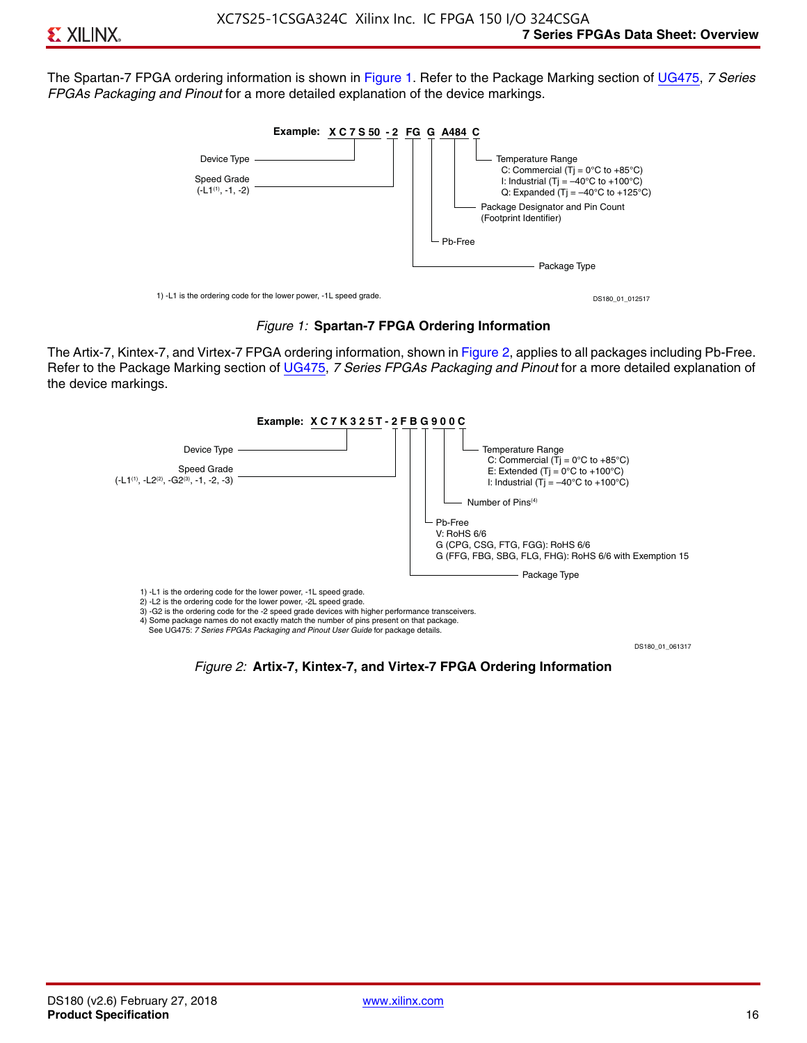The Spartan-7 FPGA ordering information is shown in Figure 1. Refer to the Package Marking section of UG475, *7 Series FPGAs Packaging and Pinout* for a more detailed explanation of the device markings.

**Example: XC7S50 -2 FG G A484 C**

- Device Type
- Speed Grade (-L1[1], -1, -2)
- Package Type
- Pb-Free
- Package Designator and Pin Count (Footprint Identifier)
- Temperature Range
  - C: Commercial (Tj = 0°C to +85°C)
  - I: Industrial (Tj = –40°C to +100°C)
  - Q: Expanded (Tj = –40°C to +125°C)

1) -L1 is the ordering code for the lower power, -1L speed grade.

DS180_01_012517

*Figure 1:* **Spartan-7 FPGA Ordering Information**

The Artix-7, Kintex-7, and Virtex-7 FPGA ordering information, shown in Figure 2, applies to all packages including Pb-Free. Refer to the Package Marking section of UG475, *7 Series FPGAs Packaging and Pinout* for a more detailed explanation of the device markings.

**Example: XC7K325T-2FBG900C**

- Device Type
- Speed Grade (-L1[1], -L2[2], -G2[3], -1, -2, -3)
- Package Type
- Pb-Free
  - V: RoHS 6/6
  - G (CPG, CSG, FTG, FGG): RoHS 6/6
  - G (FFG, FBG, SBG, FLG, FHG): RoHS 6/6 with Exemption 15
- Number of Pins[4]
- Temperature Range
  - C: Commercial (Tj = 0°C to +85°C)
  - E: Extended (Tj = 0°C to +100°C)
  - I: Industrial (Tj = –40°C to +100°C)

1) -L1 is the ordering code for the lower power, -1L speed grade.
2) -L2 is the ordering code for the lower power, -2L speed grade.
3) -G2 is the ordering code for the -2 speed grade devices with higher performance transceivers.
4) Some package names do not exactly match the number of pins present on that package. See UG475: *7 Series FPGAs Packaging and Pinout User Guide* for package details.

DS180_01_061317

*Figure 2:* **Artix-7, Kintex-7, and Virtex-7 FPGA Ordering Information**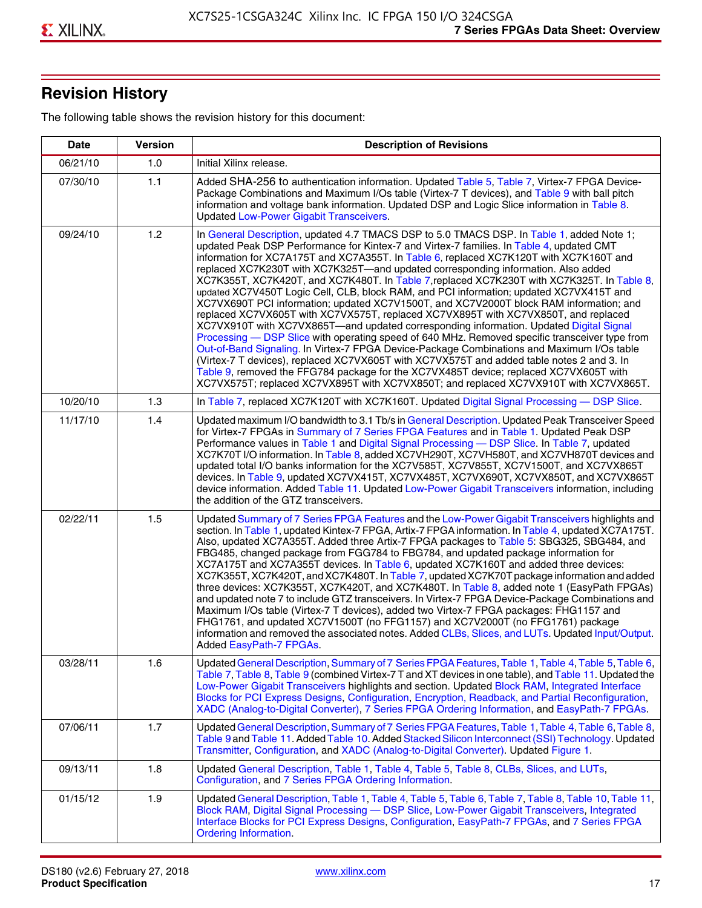## Revision History

The following table shows the revision history for this document:

| Date | Version | Description of Revisions |
|---|---|---|
| 06/21/10 | 1.0 | Initial Xilinx release. |
| 07/30/10 | 1.1 | Added SHA-256 to authentication information. Updated Table 5, Table 7, Virtex-7 FPGA Device-Package Combinations and Maximum I/Os table (Virtex-7 T devices), and Table 9 with ball pitch information and voltage bank information. Updated DSP and Logic Slice information in Table 8. Updated Low-Power Gigabit Transceivers. |
| 09/24/10 | 1.2 | In General Description, updated 4.7 TMACS DSP to 5.0 TMACS DSP. In Table 1, added Note 1; updated Peak DSP Performance for Kintex-7 and Virtex-7 families. In Table 4, updated CMT information for XC7A175T and XC7A355T. In Table 6, replaced XC7K120T with XC7K160T and replaced XC7K230T with XC7K325T—and updated corresponding information. Also added XC7K355T, XC7K420T, and XC7K480T. In Table 7, replaced XC7K230T with XC7K325T. In Table 8, updated XC7V450T Logic Cell, CLB, block RAM, and PCI information; updated XC7VX415T and XC7VX690T PCI information; updated XC7V1500T, and XC7V2000T block RAM information; and replaced XC7VX605T with XC7VX575T, replaced XC7VX895T with XC7VX850T, and replaced XC7VX910T with XC7VX865T—and updated corresponding information. Updated Digital Signal Processing — DSP Slice with operating speed of 640 MHz. Removed specific transceiver type from Out-of-Band Signaling. In Virtex-7 FPGA Device-Package Combinations and Maximum I/Os table (Virtex-7 T devices), replaced XC7VX605T with XC7VX575T and added table notes 2 and 3. In Table 9, removed the FFG784 package for the XC7VX485T device; replaced XC7VX605T with XC7VX575T; replaced XC7VX895T with XC7VX850T; and replaced XC7VX910T with XC7VX865T. |
| 10/20/10 | 1.3 | In Table 7, replaced XC7K120T with XC7K160T. Updated Digital Signal Processing — DSP Slice. |
| 11/17/10 | 1.4 | Updated maximum I/O bandwidth to 3.1 Tb/s in General Description. Updated Peak Transceiver Speed for Virtex-7 FPGAs in Summary of 7 Series FPGA Features and in Table 1. Updated Peak DSP Performance values in Table 1 and Digital Signal Processing — DSP Slice. In Table 7, updated XC7K70T I/O information. In Table 8, added XC7VH290T, XC7VH580T, and XC7VH870T devices and updated total I/O banks information for the XC7V585T, XC7V855T, XC7V1500T, and XC7VX865T devices. In Table 9, updated XC7VX415T, XC7VX485T, XC7VX690T, XC7VX850T, and XC7VX865T device information. Added Table 11. Updated Low-Power Gigabit Transceivers information, including the addition of the GTZ transceivers. |
| 02/22/11 | 1.5 | Updated Summary of 7 Series FPGA Features and the Low-Power Gigabit Transceivers highlights and section. In Table 1, updated Kintex-7 FPGA, Artix-7 FPGA information. In Table 4, updated XC7A175T. Also, updated XC7A355T. Added three Artix-7 FPGA packages to Table 5: SBG325, SBG484, and FBG485, changed package from FGG784 to FBG784, and updated package information for XC7A175T and XC7A355T devices. In Table 6, updated XC7K160T and added three devices: XC7K355T, XC7K420T, and XC7K480T. In Table 7, updated XC7K70T package information and added three devices: XC7K355T, XC7K420T, and XC7K480T. In Table 8, added note 1 (EasyPath FPGAs) and updated note 7 to include GTZ transceivers. In Virtex-7 FPGA Device-Package Combinations and Maximum I/Os table (Virtex-7 T devices), added two Virtex-7 FPGA packages: FHG1157 and FHG1761, and updated XC7V1500T (no FFG1157) and XC7V2000T (no FFG1761) package information and removed the associated notes. Added CLBs, Slices, and LUTs. Updated Input/Output. Added EasyPath-7 FPGAs. |
| 03/28/11 | 1.6 | Updated General Description, Summary of 7 Series FPGA Features, Table 1, Table 4, Table 5, Table 6, Table 7, Table 8, Table 9 (combined Virtex-7 T and XT devices in one table), and Table 11. Updated the Low-Power Gigabit Transceivers highlights and section. Updated Block RAM, Integrated Interface Blocks for PCI Express Designs, Configuration, Encryption, Readback, and Partial Reconfiguration, XADC (Analog-to-Digital Converter), 7 Series FPGA Ordering Information, and EasyPath-7 FPGAs. |
| 07/06/11 | 1.7 | Updated General Description, Summary of 7 Series FPGA Features, Table 1, Table 4, Table 6, Table 8, Table 9 and Table 11. Added Table 10. Added Stacked Silicon Interconnect (SSI) Technology. Updated Transmitter, Configuration, and XADC (Analog-to-Digital Converter). Updated Figure 1. |
| 09/13/11 | 1.8 | Updated General Description, Table 1, Table 4, Table 5, Table 8, CLBs, Slices, and LUTs, Configuration, and 7 Series FPGA Ordering Information. |
| 01/15/12 | 1.9 | Updated General Description, Table 1, Table 4, Table 5, Table 6, Table 7, Table 8, Table 10, Table 11, Block RAM, Digital Signal Processing — DSP Slice, Low-Power Gigabit Transceivers, Integrated Interface Blocks for PCI Express Designs, Configuration, EasyPath-7 FPGAs, and 7 Series FPGA Ordering Information. |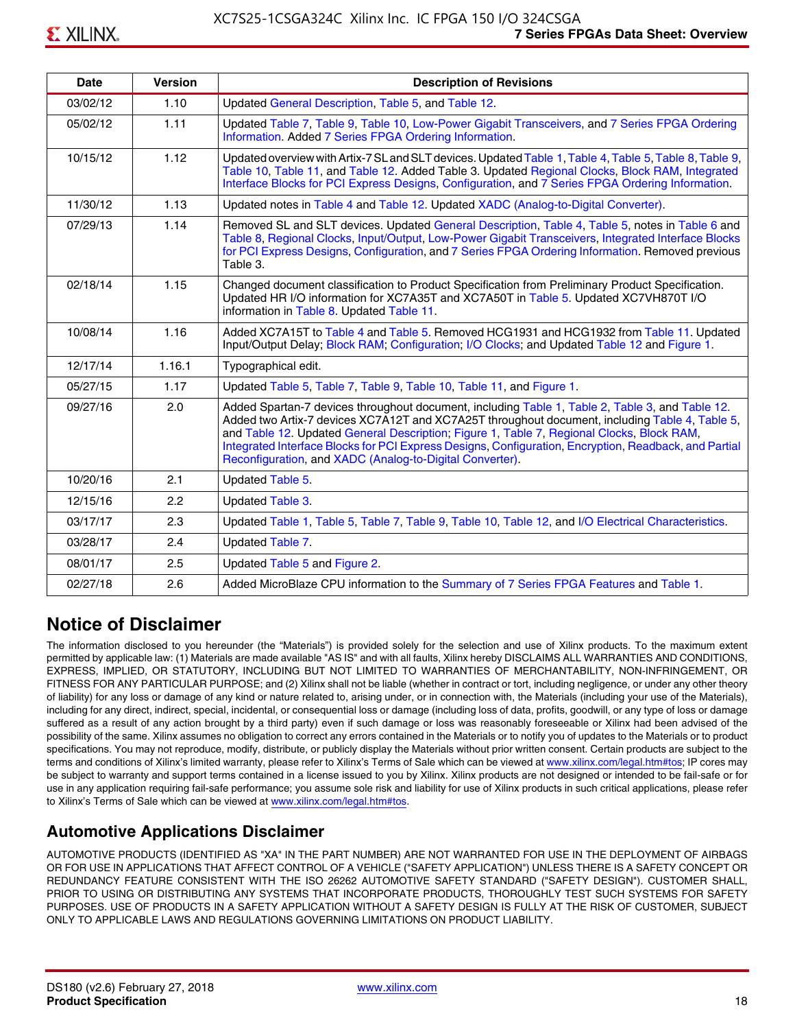| Date | Version | Description of Revisions |
|---|---|---|
| 03/02/12 | 1.10 | Updated General Description, Table 5, and Table 12. |
| 05/02/12 | 1.11 | Updated Table 7, Table 9, Table 10, Low-Power Gigabit Transceivers, and 7 Series FPGA Ordering Information. Added 7 Series FPGA Ordering Information. |
| 10/15/12 | 1.12 | Updated overview with Artix-7 SL and SLT devices. Updated Table 1, Table 4, Table 5, Table 8, Table 9, Table 10, Table 11, and Table 12. Added Table 3. Updated Regional Clocks, Block RAM, Integrated Interface Blocks for PCI Express Designs, Configuration, and 7 Series FPGA Ordering Information. |
| 11/30/12 | 1.13 | Updated notes in Table 4 and Table 12. Updated XADC (Analog-to-Digital Converter). |
| 07/29/13 | 1.14 | Removed SL and SLT devices. Updated General Description, Table 4, Table 5, notes in Table 6 and Table 8, Regional Clocks, Input/Output, Low-Power Gigabit Transceivers, Integrated Interface Blocks for PCI Express Designs, Configuration, and 7 Series FPGA Ordering Information. Removed previous Table 3. |
| 02/18/14 | 1.15 | Changed document classification to Product Specification from Preliminary Product Specification. Updated HR I/O information for XC7A35T and XC7A50T in Table 5. Updated XC7VH870T I/O information in Table 8. Updated Table 11. |
| 10/08/14 | 1.16 | Added XC7A15T to Table 4 and Table 5. Removed HCG1931 and HCG1932 from Table 11. Updated Input/Output Delay; Block RAM; Configuration; I/O Clocks; and Updated Table 12 and Figure 1. |
| 12/17/14 | 1.16.1 | Typographical edit. |
| 05/27/15 | 1.17 | Updated Table 5, Table 7, Table 9, Table 10, Table 11, and Figure 1. |
| 09/27/16 | 2.0 | Added Spartan-7 devices throughout document, including Table 1, Table 2, Table 3, and Table 12. Added two Artix-7 devices XC7A12T and XC7A25T throughout document, including Table 4, Table 5, and Table 12. Updated General Description; Figure 1, Table 7, Regional Clocks, Block RAM, Integrated Interface Blocks for PCI Express Designs, Configuration, Encryption, Readback, and Partial Reconfiguration, and XADC (Analog-to-Digital Converter). |
| 10/20/16 | 2.1 | Updated Table 5. |
| 12/15/16 | 2.2 | Updated Table 3. |
| 03/17/17 | 2.3 | Updated Table 1, Table 5, Table 7, Table 9, Table 10, Table 12, and I/O Electrical Characteristics. |
| 03/28/17 | 2.4 | Updated Table 7. |
| 08/01/17 | 2.5 | Updated Table 5 and Figure 2. |
| 02/27/18 | 2.6 | Added MicroBlaze CPU information to the Summary of 7 Series FPGA Features and Table 1. |

## Notice of Disclaimer

The information disclosed to you hereunder (the "Materials") is provided solely for the selection and use of Xilinx products. To the maximum extent permitted by applicable law: (1) Materials are made available "AS IS" and with all faults, Xilinx hereby DISCLAIMS ALL WARRANTIES AND CONDITIONS, EXPRESS, IMPLIED, OR STATUTORY, INCLUDING BUT NOT LIMITED TO WARRANTIES OF MERCHANTABILITY, NON-INFRINGEMENT, OR FITNESS FOR ANY PARTICULAR PURPOSE; and (2) Xilinx shall not be liable (whether in contract or tort, including negligence, or under any other theory of liability) for any loss or damage of any kind or nature related to, arising under, or in connection with, the Materials (including your use of the Materials), including for any direct, indirect, special, incidental, or consequential loss or damage (including loss of data, profits, goodwill, or any type of loss or damage suffered as a result of any action brought by a third party) even if such damage or loss was reasonably foreseeable or Xilinx had been advised of the possibility of the same. Xilinx assumes no obligation to correct any errors contained in the Materials or to notify you of updates to the Materials or to product specifications. You may not reproduce, modify, distribute, or publicly display the Materials without prior written consent. Certain products are subject to the terms and conditions of Xilinx's limited warranty, please refer to Xilinx's Terms of Sale which can be viewed at www.xilinx.com/legal.htm#tos; IP cores may be subject to warranty and support terms contained in a license issued to you by Xilinx. Xilinx products are not designed or intended to be fail-safe or for use in any application requiring fail-safe performance; you assume sole risk and liability for use of Xilinx products in such critical applications, please refer to Xilinx's Terms of Sale which can be viewed at www.xilinx.com/legal.htm#tos.

## Automotive Applications Disclaimer

AUTOMOTIVE PRODUCTS (IDENTIFIED AS "XA" IN THE PART NUMBER) ARE NOT WARRANTED FOR USE IN THE DEPLOYMENT OF AIRBAGS OR FOR USE IN APPLICATIONS THAT AFFECT CONTROL OF A VEHICLE ("SAFETY APPLICATION") UNLESS THERE IS A SAFETY CONCEPT OR REDUNDANCY FEATURE CONSISTENT WITH THE ISO 26262 AUTOMOTIVE SAFETY STANDARD ("SAFETY DESIGN"). CUSTOMER SHALL, PRIOR TO USING OR DISTRIBUTING ANY SYSTEMS THAT INCORPORATE PRODUCTS, THOROUGHLY TEST SUCH SYSTEMS FOR SAFETY PURPOSES. USE OF PRODUCTS IN A SAFETY APPLICATION WITHOUT A SAFETY DESIGN IS FULLY AT THE RISK OF CUSTOMER, SUBJECT ONLY TO APPLICABLE LAWS AND REGULATIONS GOVERNING LIMITATIONS ON PRODUCT LIABILITY.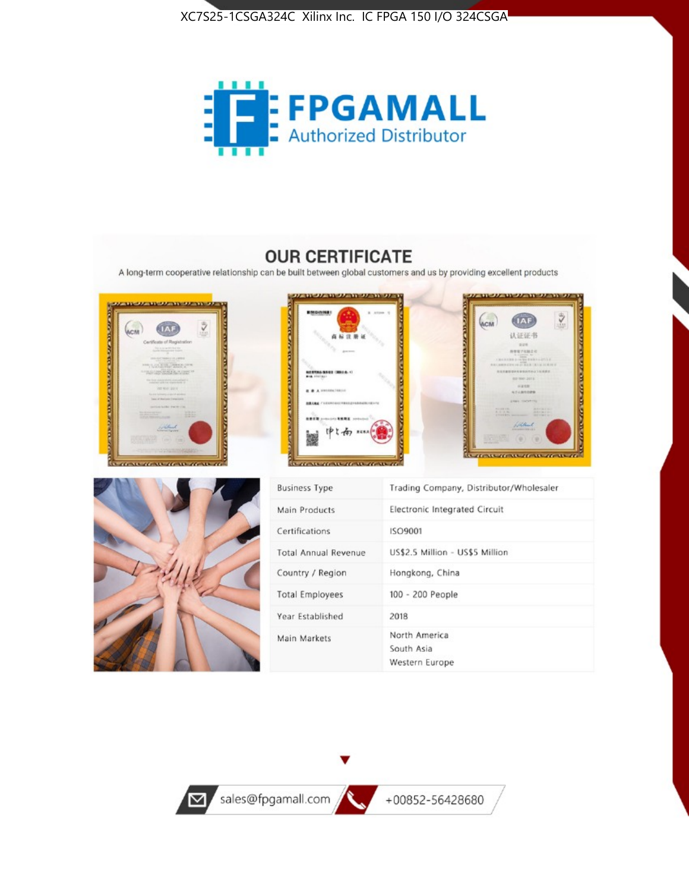# FPGAMALL

Authorized Distributor

## OUR CERTIFICATE

A long-term cooperative relationship can be built between global customers and us by providing excellent products

| | |
|---|---|
| Business Type | Trading Company, Distributor/Wholesaler |
| Main Products | Electronic Integrated Circuit |
| Certifications | ISO9001 |
| Total Annual Revenue | US$2.5 Million - US$5 Million |
| Country / Region | Hongkong, China |
| Total Employees | 100 - 200 People |
| Year Established | 2018 |
| Main Markets | North America<br>South Asia<br>Western Europe |

sales@fpgamall.com

+00852-56428680